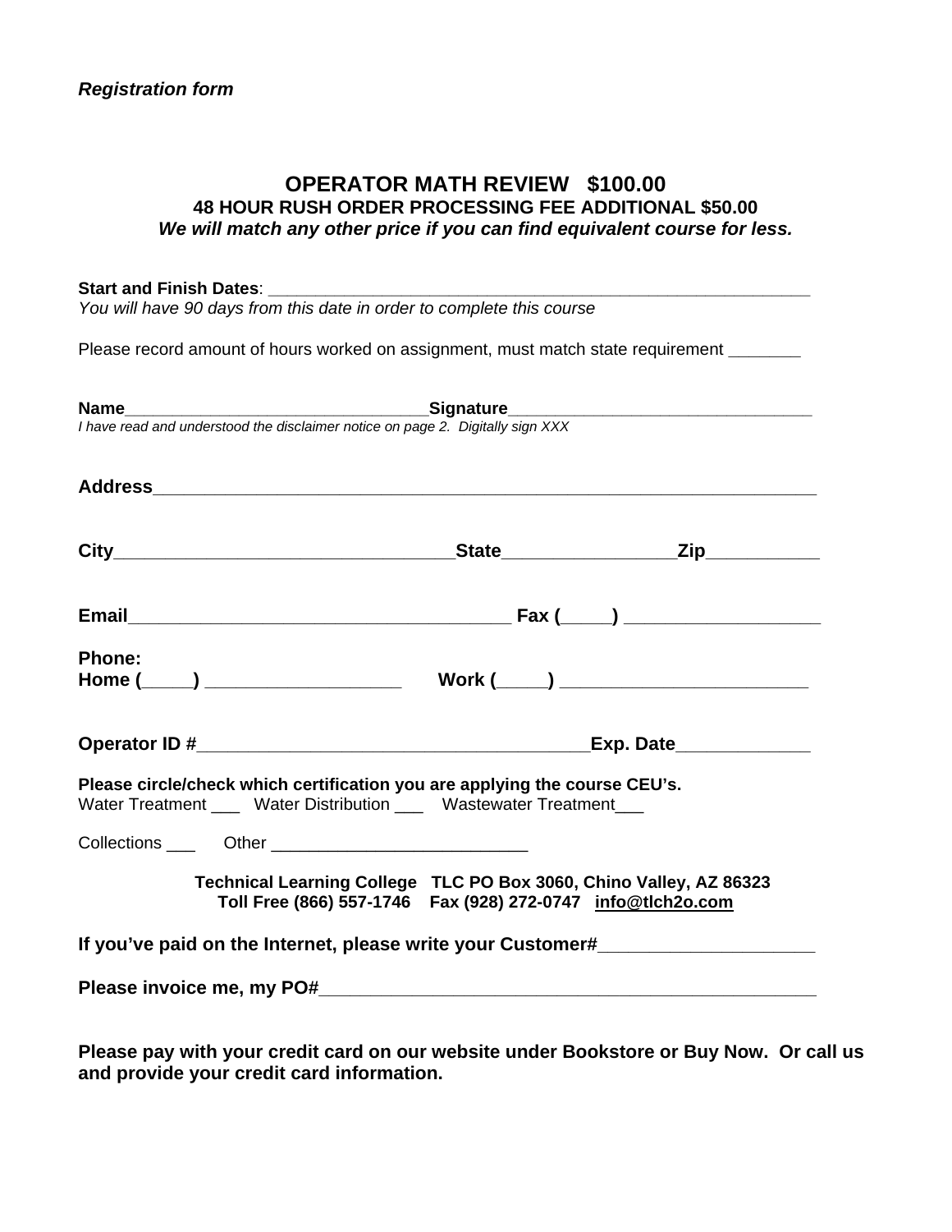*Registration form*

# OPERATOR MATH REVIEW $100.00

## 48 HOUR RUSH ORDER PROCESSING FEE ADDITIONAL $50.00

***We will match any other price if you can find equivalent course for less.***

**Start and Finish Dates**: ____________________________________________________________

*You will have 90 days from this date in order to complete this course*

Please record amount of hours worked on assignment, must match state requirement _______

**Name**_________________________________**Signature**_________________________________

*I have read and understood the disclaimer notice on page 2. Digitally sign XXX*

**Address**______________________________________________________________________

**City**_________________________________**State**________________**Zip**___________

**Email**_____________________________________ **Fax (_____)** __________________

**Phone:**
**Home (_____)** __________________ **Work (_____)** _______________________

**Operator ID #**______________________________________**Exp. Date**____________

**Please circle/check which certification you are applying the course CEU's.**
Water Treatment ___ Water Distribution ___ Wastewater Treatment___

Collections ___ Other __________________________

**Technical Learning College TLC PO Box 3060, Chino Valley, AZ 86323**
**Toll Free (866) 557-1746 Fax (928) 272-0747 info@tlch2o.com**

**If you've paid on the Internet, please write your Customer#____________________**

**Please invoice me, my PO#_________________________________________________**

**Please pay with your credit card on our website under Bookstore or Buy Now. Or call us and provide your credit card information.**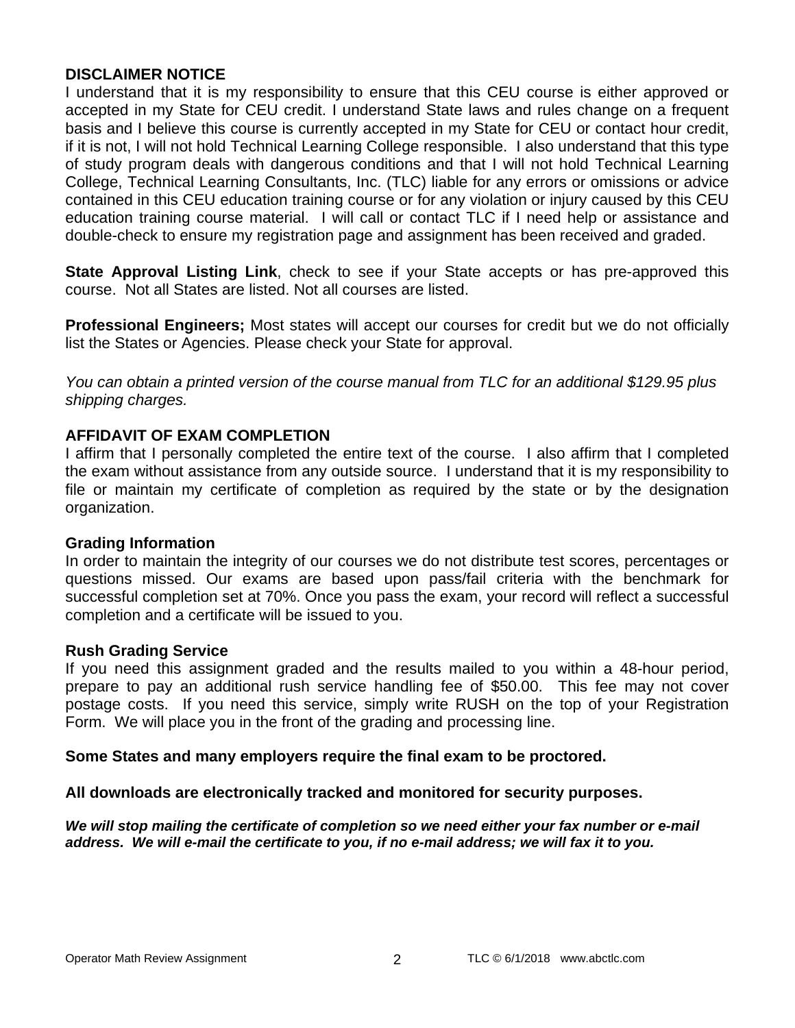## DISCLAIMER NOTICE

I understand that it is my responsibility to ensure that this CEU course is either approved or accepted in my State for CEU credit. I understand State laws and rules change on a frequent basis and I believe this course is currently accepted in my State for CEU or contact hour credit, if it is not, I will not hold Technical Learning College responsible. I also understand that this type of study program deals with dangerous conditions and that I will not hold Technical Learning College, Technical Learning Consultants, Inc. (TLC) liable for any errors or omissions or advice contained in this CEU education training course or for any violation or injury caused by this CEU education training course material. I will call or contact TLC if I need help or assistance and double-check to ensure my registration page and assignment has been received and graded.

**State Approval Listing Link**, check to see if your State accepts or has pre-approved this course. Not all States are listed. Not all courses are listed.

**Professional Engineers;** Most states will accept our courses for credit but we do not officially list the States or Agencies. Please check your State for approval.

*You can obtain a printed version of the course manual from TLC for an additional $129.95 plus shipping charges.*

## AFFIDAVIT OF EXAM COMPLETION

I affirm that I personally completed the entire text of the course. I also affirm that I completed the exam without assistance from any outside source. I understand that it is my responsibility to file or maintain my certificate of completion as required by the state or by the designation organization.

### Grading Information

In order to maintain the integrity of our courses we do not distribute test scores, percentages or questions missed. Our exams are based upon pass/fail criteria with the benchmark for successful completion set at 70%. Once you pass the exam, your record will reflect a successful completion and a certificate will be issued to you.

### Rush Grading Service

If you need this assignment graded and the results mailed to you within a 48-hour period, prepare to pay an additional rush service handling fee of $50.00. This fee may not cover postage costs. If you need this service, simply write RUSH on the top of your Registration Form. We will place you in the front of the grading and processing line.

**Some States and many employers require the final exam to be proctored.**

**All downloads are electronically tracked and monitored for security purposes.**

***We will stop mailing the certificate of completion so we need either your fax number or e-mail address. We will e-mail the certificate to you, if no e-mail address; we will fax it to you.***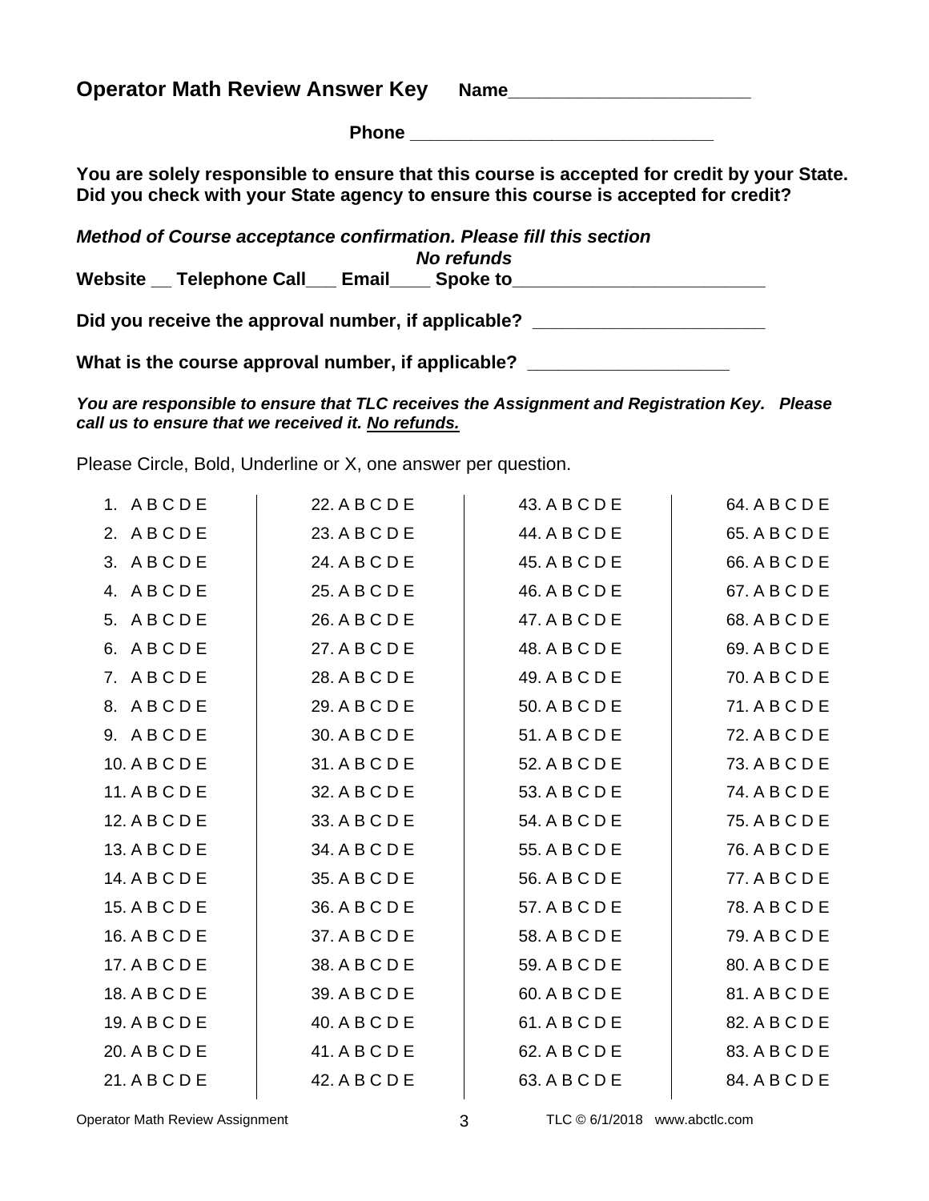## Operator Math Review Answer Key     Name________________________

**Phone ______________________________**

**You are solely responsible to ensure that this course is accepted for credit by your State. Did you check with your State agency to ensure this course is accepted for credit?**

***Method of Course acceptance confirmation. Please fill this section***
***No refunds***
**Website __ Telephone Call___ Email____ Spoke to_________________________**

**Did you receive the approval number, if applicable? _______________________**

**What is the course approval number, if applicable? ____________________**

***You are responsible to ensure that TLC receives the Assignment and Registration Key. Please call us to ensure that we received it. No refunds.***

Please Circle, Bold, Underline or X, one answer per question.

| | | | |
|---|---|---|---|
| 1. A B C D E | 22. A B C D E | 43. A B C D E | 64. A B C D E |
| 2. A B C D E | 23. A B C D E | 44. A B C D E | 65. A B C D E |
| 3. A B C D E | 24. A B C D E | 45. A B C D E | 66. A B C D E |
| 4. A B C D E | 25. A B C D E | 46. A B C D E | 67. A B C D E |
| 5. A B C D E | 26. A B C D E | 47. A B C D E | 68. A B C D E |
| 6. A B C D E | 27. A B C D E | 48. A B C D E | 69. A B C D E |
| 7. A B C D E | 28. A B C D E | 49. A B C D E | 70. A B C D E |
| 8. A B C D E | 29. A B C D E | 50. A B C D E | 71. A B C D E |
| 9. A B C D E | 30. A B C D E | 51. A B C D E | 72. A B C D E |
| 10. A B C D E | 31. A B C D E | 52. A B C D E | 73. A B C D E |
| 11. A B C D E | 32. A B C D E | 53. A B C D E | 74. A B C D E |
| 12. A B C D E | 33. A B C D E | 54. A B C D E | 75. A B C D E |
| 13. A B C D E | 34. A B C D E | 55. A B C D E | 76. A B C D E |
| 14. A B C D E | 35. A B C D E | 56. A B C D E | 77. A B C D E |
| 15. A B C D E | 36. A B C D E | 57. A B C D E | 78. A B C D E |
| 16. A B C D E | 37. A B C D E | 58. A B C D E | 79. A B C D E |
| 17. A B C D E | 38. A B C D E | 59. A B C D E | 80. A B C D E |
| 18. A B C D E | 39. A B C D E | 60. A B C D E | 81. A B C D E |
| 19. A B C D E | 40. A B C D E | 61. A B C D E | 82. A B C D E |
| 20. A B C D E | 41. A B C D E | 62. A B C D E | 83. A B C D E |
| 21. A B C D E | 42. A B C D E | 63. A B C D E | 84. A B C D E |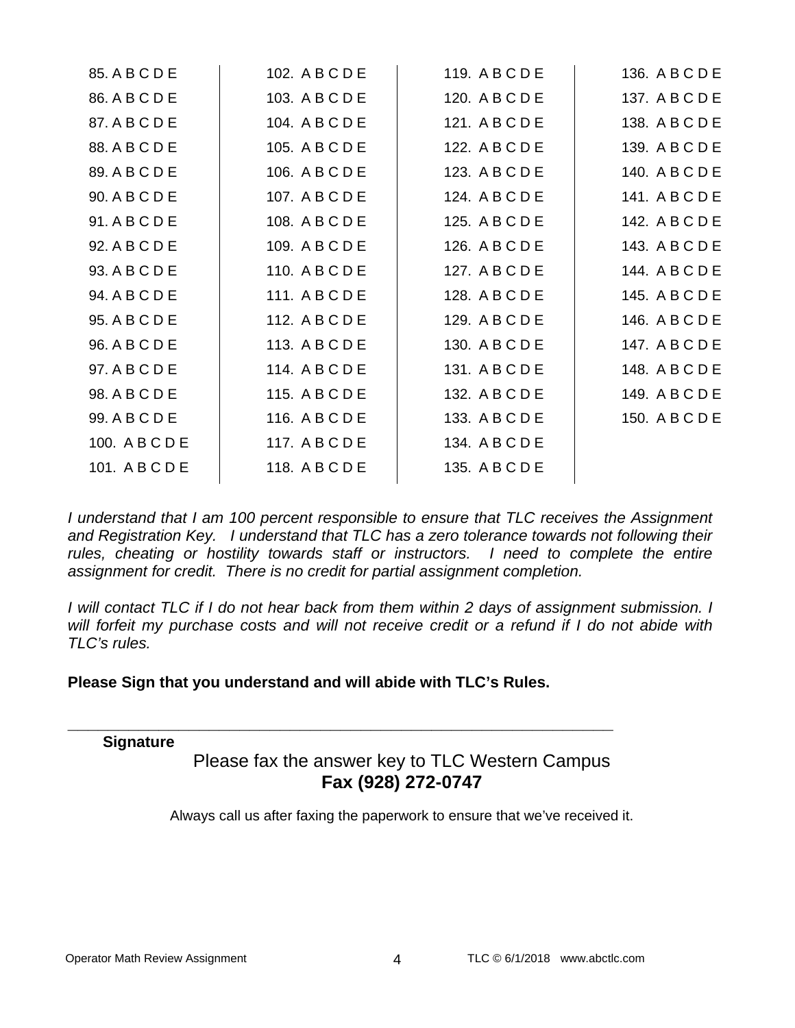| | | | |
|---|---|---|---|
| 85. A B C D E | 102. A B C D E | 119. A B C D E | 136. A B C D E |
| 86. A B C D E | 103. A B C D E | 120. A B C D E | 137. A B C D E |
| 87. A B C D E | 104. A B C D E | 121. A B C D E | 138. A B C D E |
| 88. A B C D E | 105. A B C D E | 122. A B C D E | 139. A B C D E |
| 89. A B C D E | 106. A B C D E | 123. A B C D E | 140. A B C D E |
| 90. A B C D E | 107. A B C D E | 124. A B C D E | 141. A B C D E |
| 91. A B C D E | 108. A B C D E | 125. A B C D E | 142. A B C D E |
| 92. A B C D E | 109. A B C D E | 126. A B C D E | 143. A B C D E |
| 93. A B C D E | 110. A B C D E | 127. A B C D E | 144. A B C D E |
| 94. A B C D E | 111. A B C D E | 128. A B C D E | 145. A B C D E |
| 95. A B C D E | 112. A B C D E | 129. A B C D E | 146. A B C D E |
| 96. A B C D E | 113. A B C D E | 130. A B C D E | 147. A B C D E |
| 97. A B C D E | 114. A B C D E | 131. A B C D E | 148. A B C D E |
| 98. A B C D E | 115. A B C D E | 132. A B C D E | 149. A B C D E |
| 99. A B C D E | 116. A B C D E | 133. A B C D E | 150. A B C D E |
| 100. A B C D E | 117. A B C D E | 134. A B C D E | |
| 101. A B C D E | 118. A B C D E | 135. A B C D E | |

*I understand that I am 100 percent responsible to ensure that TLC receives the Assignment and Registration Key. I understand that TLC has a zero tolerance towards not following their rules, cheating or hostility towards staff or instructors. I need to complete the entire assignment for credit. There is no credit for partial assignment completion.*

*I will contact TLC if I do not hear back from them within 2 days of assignment submission. I will forfeit my purchase costs and will not receive credit or a refund if I do not abide with TLC's rules.*

**Please Sign that you understand and will abide with TLC's Rules.**

_______________________________________________________________

**Signature**

Please fax the answer key to TLC Western Campus
**Fax (928) 272-0747**

Always call us after faxing the paperwork to ensure that we've received it.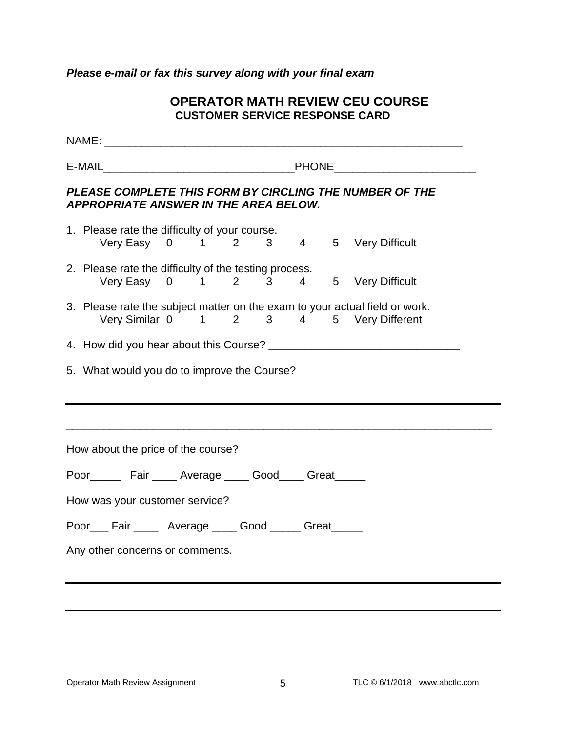***Please e-mail or fax this survey along with your final exam***

## OPERATOR MATH REVIEW CEU COURSE

### CUSTOMER SERVICE RESPONSE CARD

NAME: ___________________________________________________________

E-MAIL______________________________PHONE______________________

***PLEASE COMPLETE THIS FORM BY CIRCLING THE NUMBER OF THE APPROPRIATE ANSWER IN THE AREA BELOW.***

1. Please rate the difficulty of your course.
   Very Easy 0 1 2 3 4 5 Very Difficult

2. Please rate the difficulty of the testing process.
   Very Easy 0 1 2 3 4 5 Very Difficult

3. Please rate the subject matter on the exam to your actual field or work.
   Very Similar 0 1 2 3 4 5 Very Different

4. How did you hear about this Course? ______________________________

5. What would you do to improve the Course?

___________________________________________________________________

___________________________________________________________________

How about the price of the course?

Poor_____ Fair ____ Average ____ Good____ Great_____

How was your customer service?

Poor___ Fair ____ Average ____ Good _____ Great_____

Any other concerns or comments.

___________________________________________________________________

___________________________________________________________________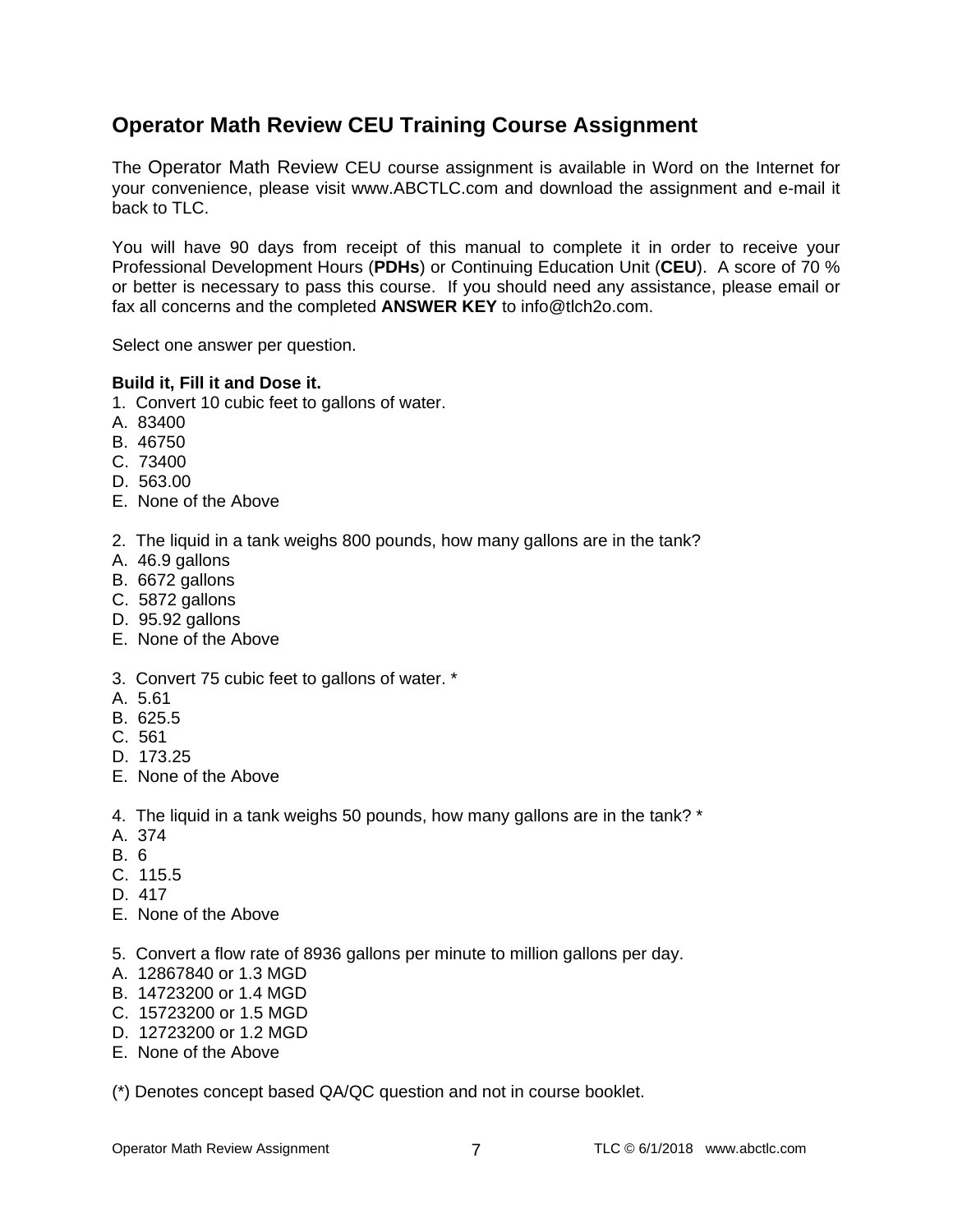## Operator Math Review CEU Training Course Assignment

The Operator Math Review CEU course assignment is available in Word on the Internet for your convenience, please visit www.ABCTLC.com and download the assignment and e-mail it back to TLC.

You will have 90 days from receipt of this manual to complete it in order to receive your Professional Development Hours (**PDHs**) or Continuing Education Unit (**CEU**). A score of 70 % or better is necessary to pass this course. If you should need any assistance, please email or fax all concerns and the completed **ANSWER KEY** to info@tlch2o.com.

Select one answer per question.

**Build it, Fill it and Dose it.**

1. Convert 10 cubic feet to gallons of water.
A. 83400
B. 46750
C. 73400
D. 563.00
E. None of the Above

2. The liquid in a tank weighs 800 pounds, how many gallons are in the tank?
A. 46.9 gallons
B. 6672 gallons
C. 5872 gallons
D. 95.92 gallons
E. None of the Above

3. Convert 75 cubic feet to gallons of water. *
A. 5.61
B. 625.5
C. 561
D. 173.25
E. None of the Above

4. The liquid in a tank weighs 50 pounds, how many gallons are in the tank? *
A. 374
B. 6
C. 115.5
D. 417
E. None of the Above

5. Convert a flow rate of 8936 gallons per minute to million gallons per day.
A. 12867840 or 1.3 MGD
B. 14723200 or 1.4 MGD
C. 15723200 or 1.5 MGD
D. 12723200 or 1.2 MGD
E. None of the Above

(*) Denotes concept based QA/QC question and not in course booklet.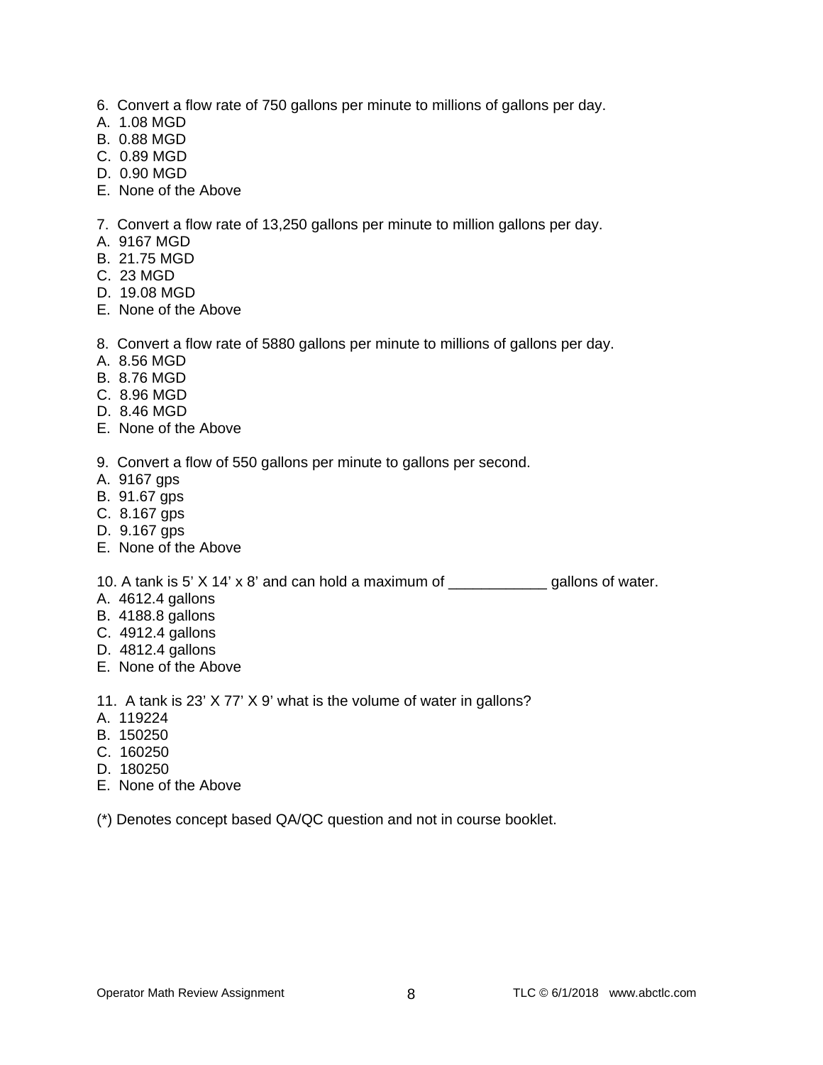6. Convert a flow rate of 750 gallons per minute to millions of gallons per day.
A. 1.08 MGD
B. 0.88 MGD
C. 0.89 MGD
D. 0.90 MGD
E. None of the Above

7. Convert a flow rate of 13,250 gallons per minute to million gallons per day.
A. 9167 MGD
B. 21.75 MGD
C. 23 MGD
D. 19.08 MGD
E. None of the Above

8. Convert a flow rate of 5880 gallons per minute to millions of gallons per day.
A. 8.56 MGD
B. 8.76 MGD
C. 8.96 MGD
D. 8.46 MGD
E. None of the Above

9. Convert a flow of 550 gallons per minute to gallons per second.
A. 9167 gps
B. 91.67 gps
C. 8.167 gps
D. 9.167 gps
E. None of the Above

10. A tank is 5' X 14' x 8' and can hold a maximum of ____________ gallons of water.
A. 4612.4 gallons
B. 4188.8 gallons
C. 4912.4 gallons
D. 4812.4 gallons
E. None of the Above

11. A tank is 23' X 77' X 9' what is the volume of water in gallons?
A. 119224
B. 150250
C. 160250
D. 180250
E. None of the Above

(*) Denotes concept based QA/QC question and not in course booklet.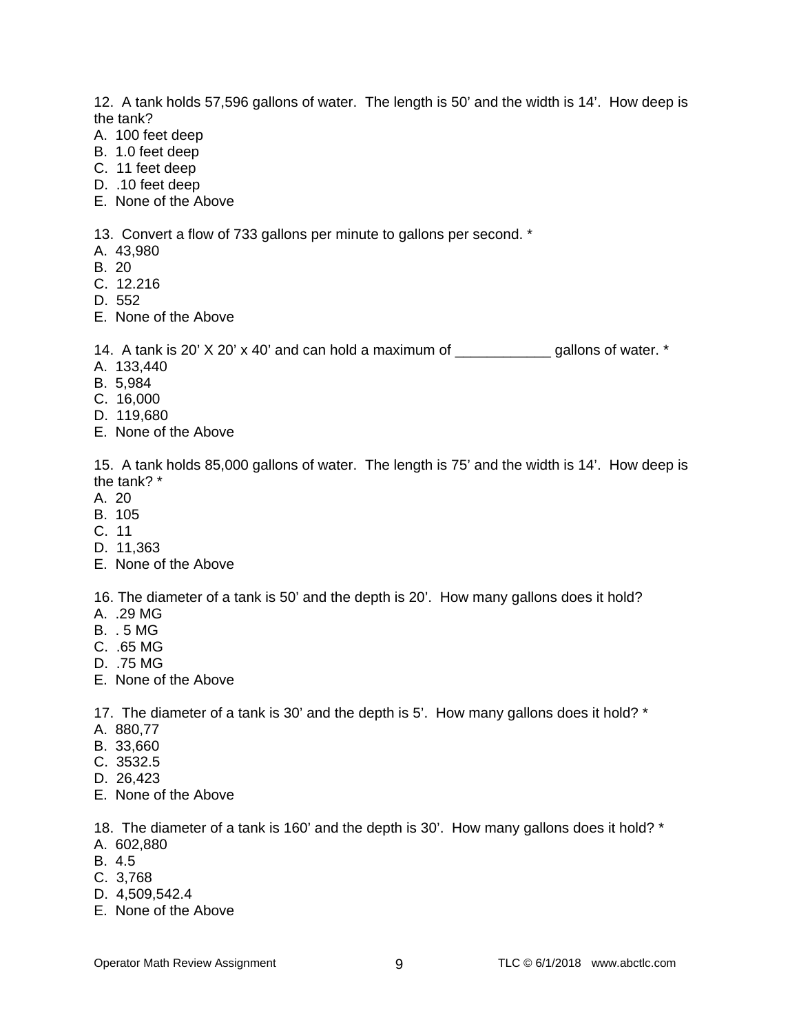12. A tank holds 57,596 gallons of water. The length is 50’ and the width is 14’. How deep is the tank?

A. 100 feet deep
B. 1.0 feet deep
C. 11 feet deep
D. .10 feet deep
E. None of the Above

13. Convert a flow of 733 gallons per minute to gallons per second. *

A. 43,980
B. 20
C. 12.216
D. 552
E. None of the Above

14. A tank is 20’ X 20’ x 40’ and can hold a maximum of ____________ gallons of water. *

A. 133,440
B. 5,984
C. 16,000
D. 119,680
E. None of the Above

15. A tank holds 85,000 gallons of water. The length is 75’ and the width is 14’. How deep is the tank? *

A. 20
B. 105
C. 11
D. 11,363
E. None of the Above

16. The diameter of a tank is 50’ and the depth is 20’. How many gallons does it hold?

A. .29 MG
B. . 5 MG
C. .65 MG
D. .75 MG
E. None of the Above

17. The diameter of a tank is 30’ and the depth is 5’. How many gallons does it hold? *

A. 880,77
B. 33,660
C. 3532.5
D. 26,423
E. None of the Above

18. The diameter of a tank is 160’ and the depth is 30’. How many gallons does it hold? *

A. 602,880
B. 4.5
C. 3,768
D. 4,509,542.4
E. None of the Above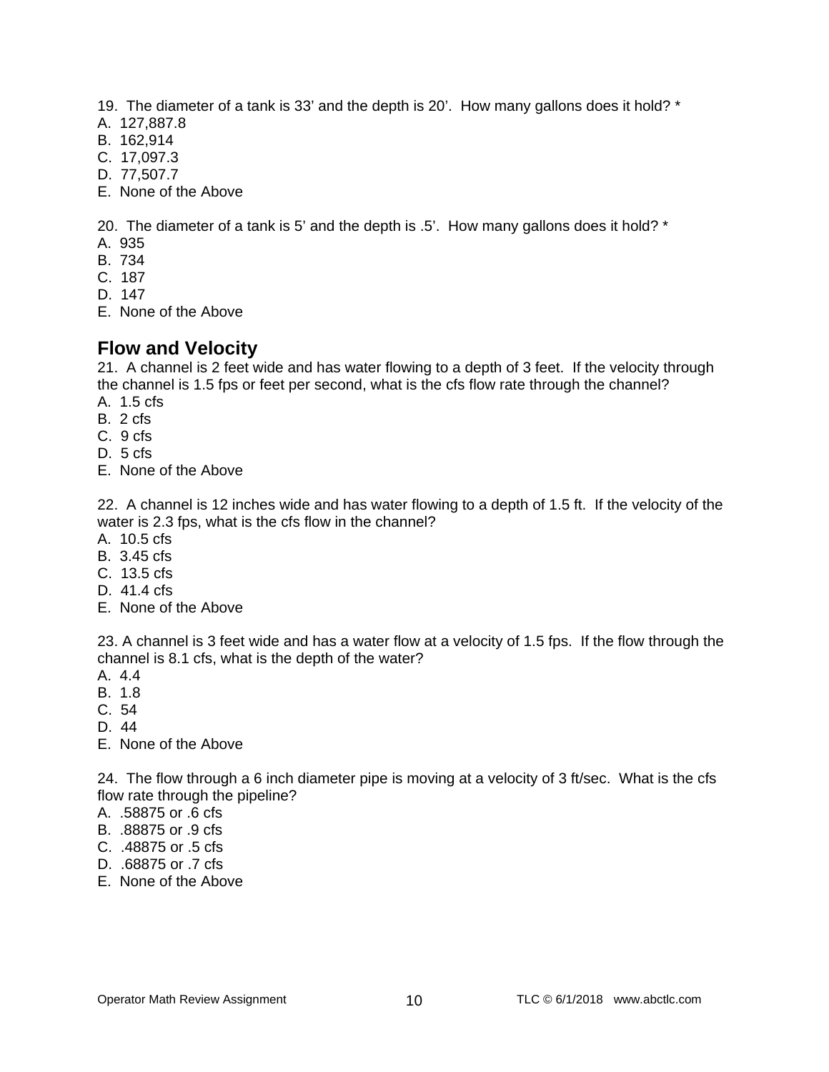19. The diameter of a tank is 33’ and the depth is 20’. How many gallons does it hold? *

A. 127,887.8  
B. 162,914  
C. 17,097.3  
D. 77,507.7  
E. None of the Above

20. The diameter of a tank is 5’ and the depth is .5’. How many gallons does it hold? *

A. 935  
B. 734  
C. 187  
D. 147  
E. None of the Above

## Flow and Velocity

21. A channel is 2 feet wide and has water flowing to a depth of 3 feet. If the velocity through the channel is 1.5 fps or feet per second, what is the cfs flow rate through the channel?

A. 1.5 cfs  
B. 2 cfs  
C. 9 cfs  
D. 5 cfs  
E. None of the Above

22. A channel is 12 inches wide and has water flowing to a depth of 1.5 ft. If the velocity of the water is 2.3 fps, what is the cfs flow in the channel?

A. 10.5 cfs  
B. 3.45 cfs  
C. 13.5 cfs  
D. 41.4 cfs  
E. None of the Above

23. A channel is 3 feet wide and has a water flow at a velocity of 1.5 fps. If the flow through the channel is 8.1 cfs, what is the depth of the water?

A. 4.4  
B. 1.8  
C. 54  
D. 44  
E. None of the Above

24. The flow through a 6 inch diameter pipe is moving at a velocity of 3 ft/sec. What is the cfs flow rate through the pipeline?

A. .58875 or .6 cfs  
B. .88875 or .9 cfs  
C. .48875 or .5 cfs  
D. .68875 or .7 cfs  
E. None of the Above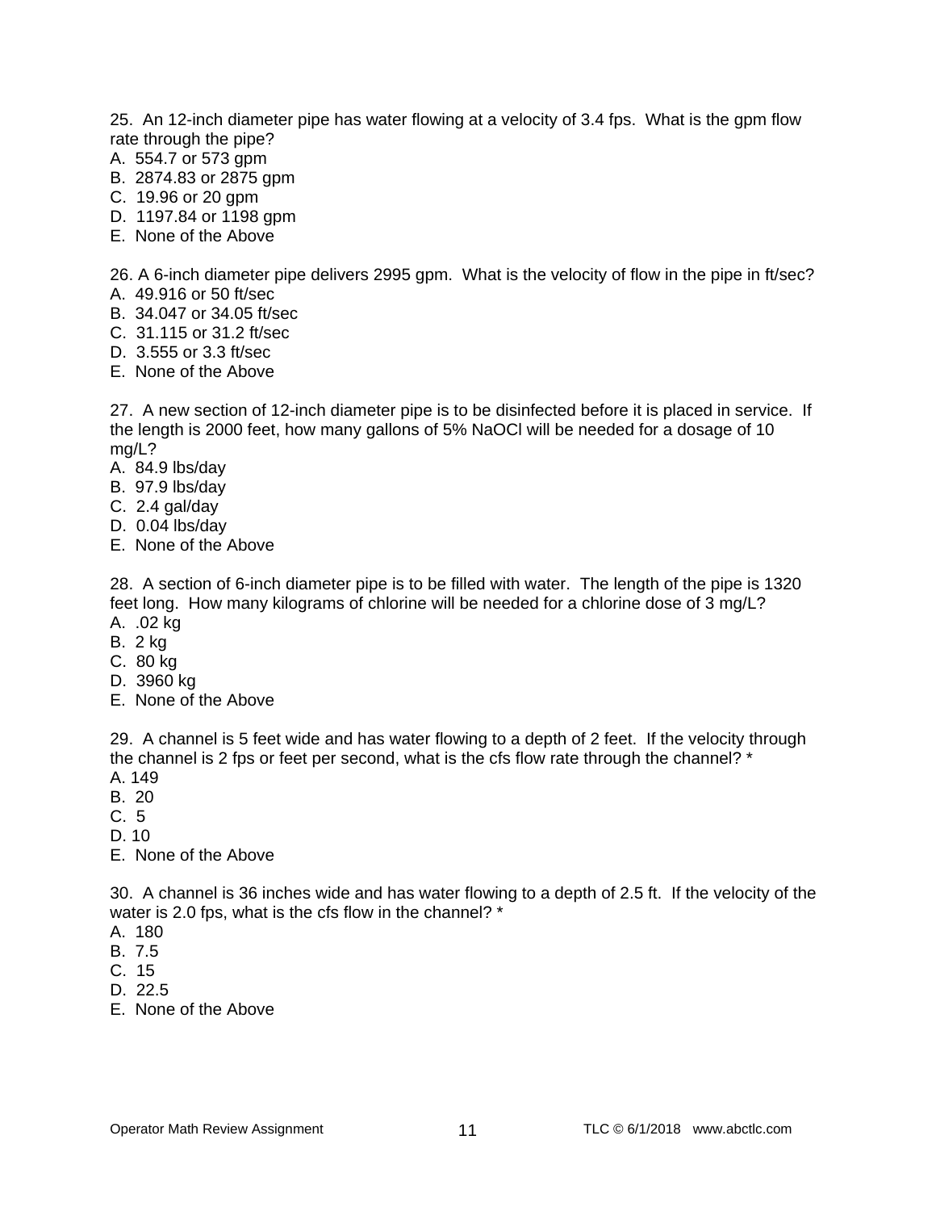25. An 12-inch diameter pipe has water flowing at a velocity of 3.4 fps. What is the gpm flow rate through the pipe?

A. 554.7 or 573 gpm
B. 2874.83 or 2875 gpm
C. 19.96 or 20 gpm
D. 1197.84 or 1198 gpm
E. None of the Above

26. A 6-inch diameter pipe delivers 2995 gpm. What is the velocity of flow in the pipe in ft/sec?

A. 49.916 or 50 ft/sec
B. 34.047 or 34.05 ft/sec
C. 31.115 or 31.2 ft/sec
D. 3.555 or 3.3 ft/sec
E. None of the Above

27. A new section of 12-inch diameter pipe is to be disinfected before it is placed in service. If the length is 2000 feet, how many gallons of 5% NaOCl will be needed for a dosage of 10 mg/L?

A. 84.9 lbs/day
B. 97.9 lbs/day
C. 2.4 gal/day
D. 0.04 lbs/day
E. None of the Above

28. A section of 6-inch diameter pipe is to be filled with water. The length of the pipe is 1320 feet long. How many kilograms of chlorine will be needed for a chlorine dose of 3 mg/L?

A. .02 kg
B. 2 kg
C. 80 kg
D. 3960 kg
E. None of the Above

29. A channel is 5 feet wide and has water flowing to a depth of 2 feet. If the velocity through the channel is 2 fps or feet per second, what is the cfs flow rate through the channel? *

A. 149
B. 20
C. 5
D. 10
E. None of the Above

30. A channel is 36 inches wide and has water flowing to a depth of 2.5 ft. If the velocity of the water is 2.0 fps, what is the cfs flow in the channel? *

A. 180
B. 7.5
C. 15
D. 22.5
E. None of the Above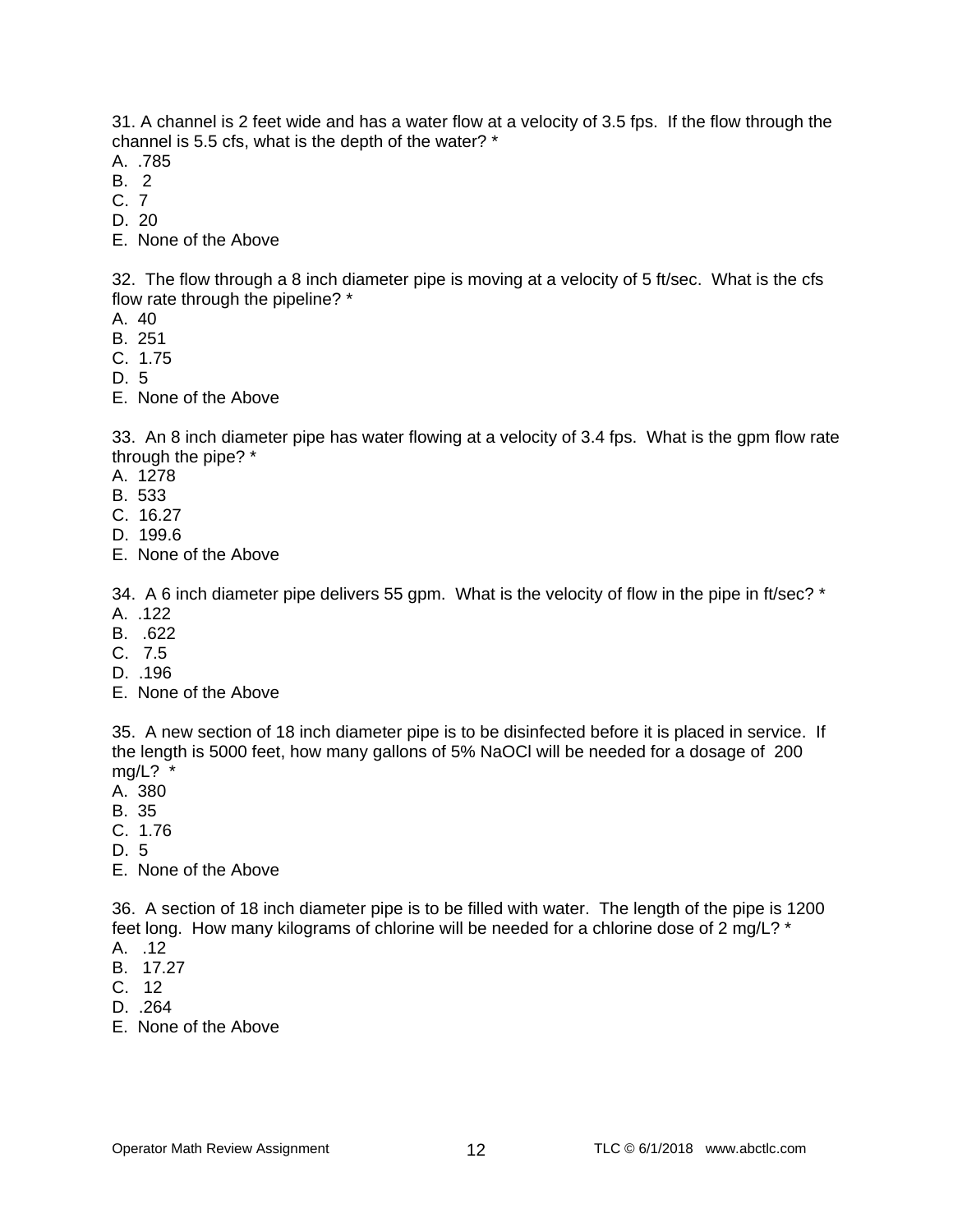31. A channel is 2 feet wide and has a water flow at a velocity of 3.5 fps. If the flow through the channel is 5.5 cfs, what is the depth of the water? *

A. .785
B. 2
C. 7
D. 20
E. None of the Above

32. The flow through a 8 inch diameter pipe is moving at a velocity of 5 ft/sec. What is the cfs flow rate through the pipeline? *

A. 40
B. 251
C. 1.75
D. 5
E. None of the Above

33. An 8 inch diameter pipe has water flowing at a velocity of 3.4 fps. What is the gpm flow rate through the pipe? *

A. 1278
B. 533
C. 16.27
D. 199.6
E. None of the Above

34. A 6 inch diameter pipe delivers 55 gpm. What is the velocity of flow in the pipe in ft/sec? *

A. .122
B. .622
C. 7.5
D. .196
E. None of the Above

35. A new section of 18 inch diameter pipe is to be disinfected before it is placed in service. If the length is 5000 feet, how many gallons of 5% NaOCl will be needed for a dosage of 200 mg/L? *

A. 380
B. 35
C. 1.76
D. 5
E. None of the Above

36. A section of 18 inch diameter pipe is to be filled with water. The length of the pipe is 1200 feet long. How many kilograms of chlorine will be needed for a chlorine dose of 2 mg/L? *

A. .12
B. 17.27
C. 12
D. .264
E. None of the Above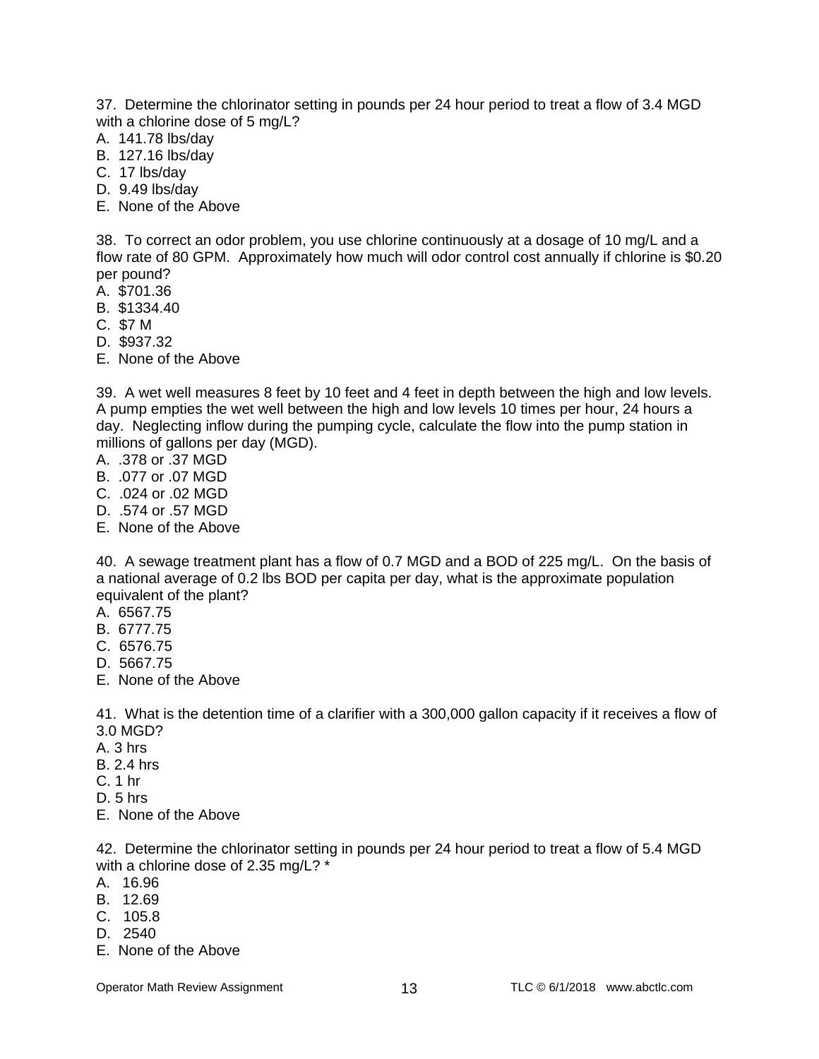37. Determine the chlorinator setting in pounds per 24 hour period to treat a flow of 3.4 MGD with a chlorine dose of 5 mg/L?

A. 141.78 lbs/day
B. 127.16 lbs/day
C. 17 lbs/day
D. 9.49 lbs/day
E. None of the Above

38. To correct an odor problem, you use chlorine continuously at a dosage of 10 mg/L and a flow rate of 80 GPM. Approximately how much will odor control cost annually if chlorine is $0.20 per pound?

A. $701.36
B. $1334.40
C. $7 M
D. $937.32
E. None of the Above

39. A wet well measures 8 feet by 10 feet and 4 feet in depth between the high and low levels. A pump empties the wet well between the high and low levels 10 times per hour, 24 hours a day. Neglecting inflow during the pumping cycle, calculate the flow into the pump station in millions of gallons per day (MGD).

A. .378 or .37 MGD
B. .077 or .07 MGD
C. .024 or .02 MGD
D. .574 or .57 MGD
E. None of the Above

40. A sewage treatment plant has a flow of 0.7 MGD and a BOD of 225 mg/L. On the basis of a national average of 0.2 lbs BOD per capita per day, what is the approximate population equivalent of the plant?

A. 6567.75
B. 6777.75
C. 6576.75
D. 5667.75
E. None of the Above

41. What is the detention time of a clarifier with a 300,000 gallon capacity if it receives a flow of 3.0 MGD?

A. 3 hrs
B. 2.4 hrs
C. 1 hr
D. 5 hrs
E. None of the Above

42. Determine the chlorinator setting in pounds per 24 hour period to treat a flow of 5.4 MGD with a chlorine dose of 2.35 mg/L? *

A. 16.96
B. 12.69
C. 105.8
D. 2540
E. None of the Above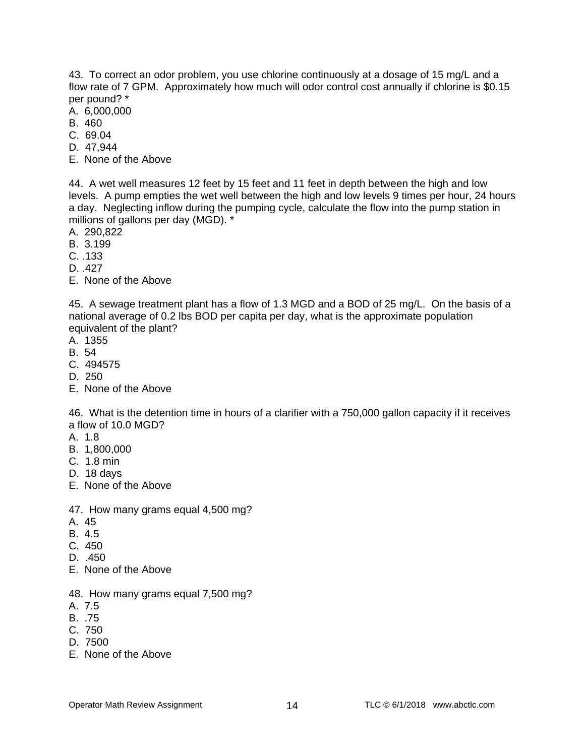43. To correct an odor problem, you use chlorine continuously at a dosage of 15 mg/L and a flow rate of 7 GPM. Approximately how much will odor control cost annually if chlorine is $0.15 per pound? *
A. 6,000,000
B. 460
C. 69.04
D. 47,944
E. None of the Above

44. A wet well measures 12 feet by 15 feet and 11 feet in depth between the high and low levels. A pump empties the wet well between the high and low levels 9 times per hour, 24 hours a day. Neglecting inflow during the pumping cycle, calculate the flow into the pump station in millions of gallons per day (MGD). *
A. 290,822
B. 3.199
C. .133
D. .427
E. None of the Above

45. A sewage treatment plant has a flow of 1.3 MGD and a BOD of 25 mg/L. On the basis of a national average of 0.2 lbs BOD per capita per day, what is the approximate population equivalent of the plant?
A. 1355
B. 54
C. 494575
D. 250
E. None of the Above

46. What is the detention time in hours of a clarifier with a 750,000 gallon capacity if it receives a flow of 10.0 MGD?
A. 1.8
B. 1,800,000
C. 1.8 min
D. 18 days
E. None of the Above

47. How many grams equal 4,500 mg?
A. 45
B. 4.5
C. 450
D. .450
E. None of the Above

48. How many grams equal 7,500 mg?
A. 7.5
B. .75
C. 750
D. 7500
E. None of the Above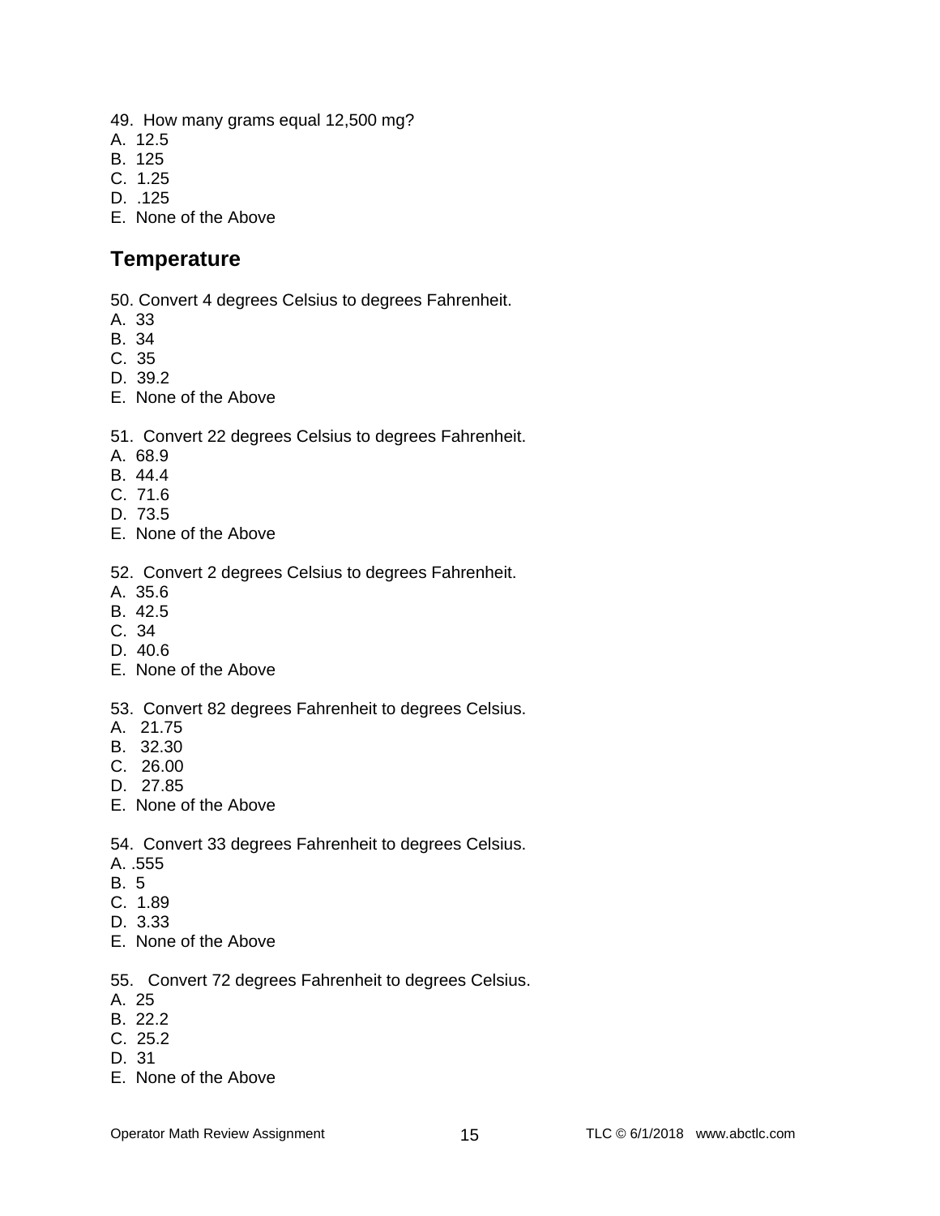49. How many grams equal 12,500 mg?
A. 12.5
B. 125
C. 1.25
D. .125
E. None of the Above

## Temperature

50. Convert 4 degrees Celsius to degrees Fahrenheit.
A. 33
B. 34
C. 35
D. 39.2
E. None of the Above

51. Convert 22 degrees Celsius to degrees Fahrenheit.
A. 68.9
B. 44.4
C. 71.6
D. 73.5
E. None of the Above

52. Convert 2 degrees Celsius to degrees Fahrenheit.
A. 35.6
B. 42.5
C. 34
D. 40.6
E. None of the Above

53. Convert 82 degrees Fahrenheit to degrees Celsius.
A. 21.75
B. 32.30
C. 26.00
D. 27.85
E. None of the Above

54. Convert 33 degrees Fahrenheit to degrees Celsius.
A. .555
B. 5
C. 1.89
D. 3.33
E. None of the Above

55. Convert 72 degrees Fahrenheit to degrees Celsius.
A. 25
B. 22.2
C. 25.2
D. 31
E. None of the Above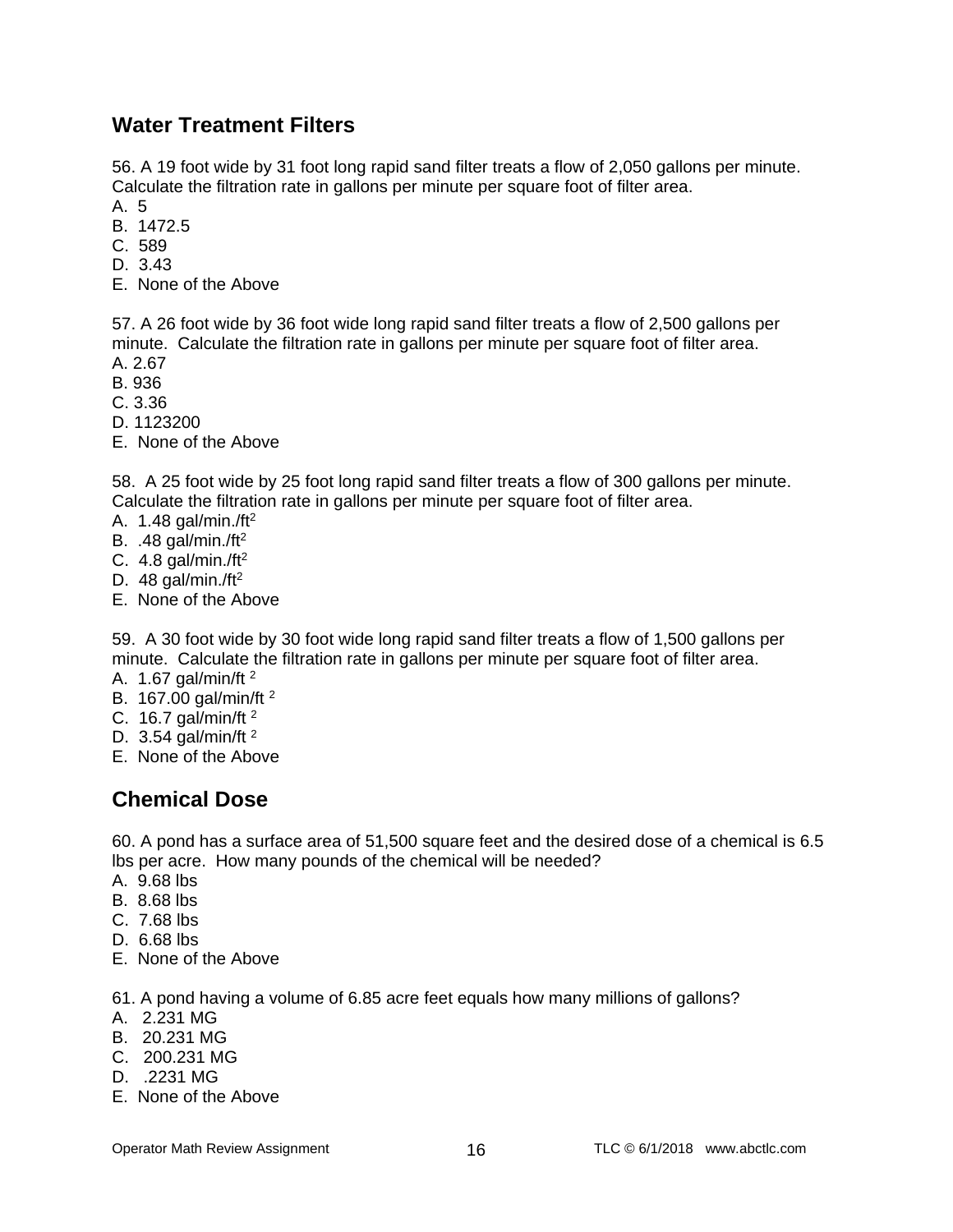## Water Treatment Filters

56. A 19 foot wide by 31 foot long rapid sand filter treats a flow of 2,050 gallons per minute. Calculate the filtration rate in gallons per minute per square foot of filter area.
A. 5
B. 1472.5
C. 589
D. 3.43
E. None of the Above

57. A 26 foot wide by 36 foot wide long rapid sand filter treats a flow of 2,500 gallons per minute. Calculate the filtration rate in gallons per minute per square foot of filter area.
A. 2.67
B. 936
C. 3.36
D. 1123200
E. None of the Above

58. A 25 foot wide by 25 foot long rapid sand filter treats a flow of 300 gallons per minute. Calculate the filtration rate in gallons per minute per square foot of filter area.
A. 1.48 gal/min./$ft^2$
B. .48 gal/min./$ft^2$
C. 4.8 gal/min./$ft^2$
D. 48 gal/min./$ft^2$
E. None of the Above

59. A 30 foot wide by 30 foot wide long rapid sand filter treats a flow of 1,500 gallons per minute. Calculate the filtration rate in gallons per minute per square foot of filter area.
A. 1.67 gal/min/$ft^2$
B. 167.00 gal/min/$ft^2$
C. 16.7 gal/min/$ft^2$
D. 3.54 gal/min/$ft^2$
E. None of the Above

## Chemical Dose

60. A pond has a surface area of 51,500 square feet and the desired dose of a chemical is 6.5 lbs per acre. How many pounds of the chemical will be needed?
A. 9.68 lbs
B. 8.68 lbs
C. 7.68 lbs
D. 6.68 lbs
E. None of the Above

61. A pond having a volume of 6.85 acre feet equals how many millions of gallons?
A. 2.231 MG
B. 20.231 MG
C. 200.231 MG
D. .2231 MG
E. None of the Above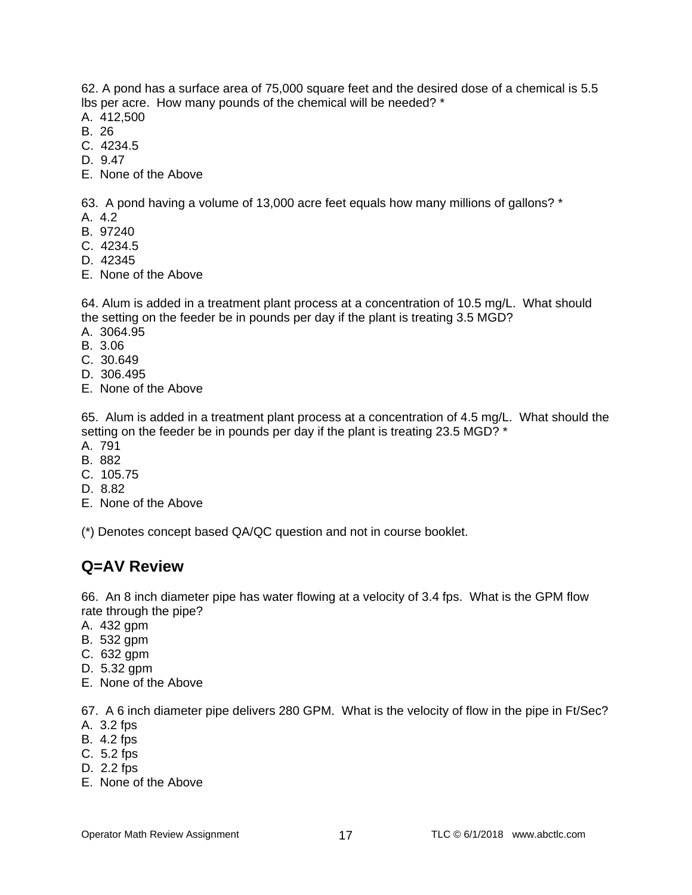62. A pond has a surface area of 75,000 square feet and the desired dose of a chemical is 5.5 lbs per acre. How many pounds of the chemical will be needed? *

A. 412,500
B. 26
C. 4234.5
D. 9.47
E. None of the Above

63. A pond having a volume of 13,000 acre feet equals how many millions of gallons? *

A. 4.2
B. 97240
C. 4234.5
D. 42345
E. None of the Above

64. Alum is added in a treatment plant process at a concentration of 10.5 mg/L. What should the setting on the feeder be in pounds per day if the plant is treating 3.5 MGD?

A. 3064.95
B. 3.06
C. 30.649
D. 306.495
E. None of the Above

65. Alum is added in a treatment plant process at a concentration of 4.5 mg/L. What should the setting on the feeder be in pounds per day if the plant is treating 23.5 MGD? *

A. 791
B. 882
C. 105.75
D. 8.82
E. None of the Above

(*) Denotes concept based QA/QC question and not in course booklet.

## Q=AV Review

66. An 8 inch diameter pipe has water flowing at a velocity of 3.4 fps. What is the GPM flow rate through the pipe?

A. 432 gpm
B. 532 gpm
C. 632 gpm
D. 5.32 gpm
E. None of the Above

67. A 6 inch diameter pipe delivers 280 GPM. What is the velocity of flow in the pipe in Ft/Sec?

A. 3.2 fps
B. 4.2 fps
C. 5.2 fps
D. 2.2 fps
E. None of the Above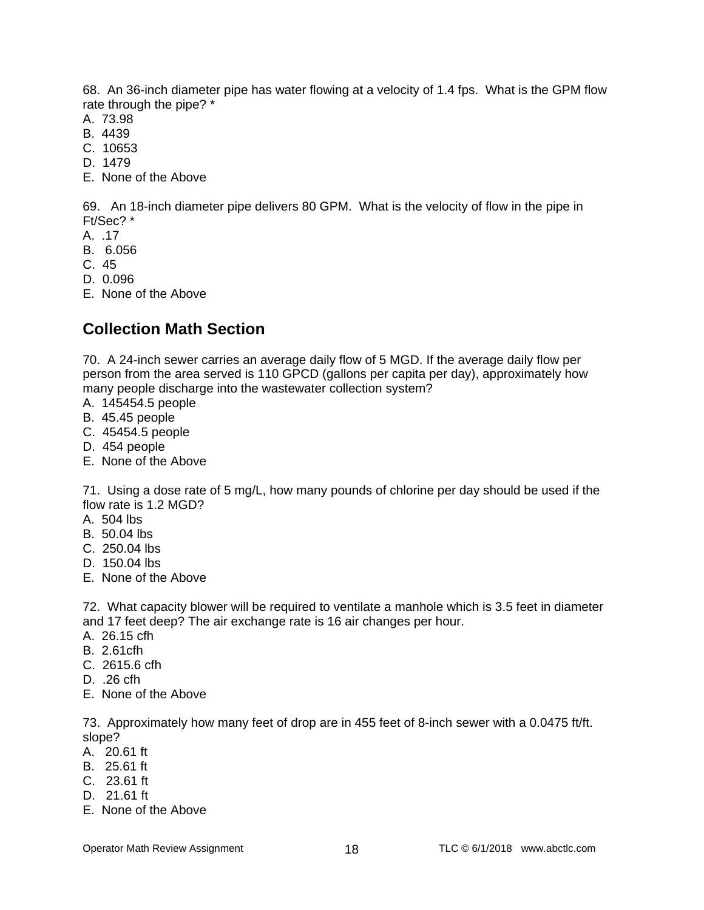68.  An 36-inch diameter pipe has water flowing at a velocity of 1.4 fps.  What is the GPM flow rate through the pipe? *
A.  73.98
B.  4439
C.  10653
D.  1479
E.  None of the Above

69.   An 18-inch diameter pipe delivers 80 GPM.  What is the velocity of flow in the pipe in Ft/Sec? *
A.  .17
B.   6.056
C.  45
D.  0.096
E.  None of the Above

## Collection Math Section

70.  A 24-inch sewer carries an average daily flow of 5 MGD. If the average daily flow per person from the area served is 110 GPCD (gallons per capita per day), approximately how many people discharge into the wastewater collection system?
A.  145454.5 people
B.  45.45 people
C.  45454.5 people
D.  454 people
E.  None of the Above

71.  Using a dose rate of 5 mg/L, how many pounds of chlorine per day should be used if the flow rate is 1.2 MGD?
A.  504 lbs
B.  50.04 lbs
C.  250.04 lbs
D.  150.04 lbs
E.  None of the Above

72.  What capacity blower will be required to ventilate a manhole which is 3.5 feet in diameter and 17 feet deep? The air exchange rate is 16 air changes per hour.
A.  26.15 cfh
B.  2.61cfh
C.  2615.6 cfh
D.  .26 cfh
E.  None of the Above

73.  Approximately how many feet of drop are in 455 feet of 8-inch sewer with a 0.0475 ft/ft. slope?
A.   20.61 ft
B.   25.61 ft
C.   23.61 ft
D.   21.61 ft
E.  None of the Above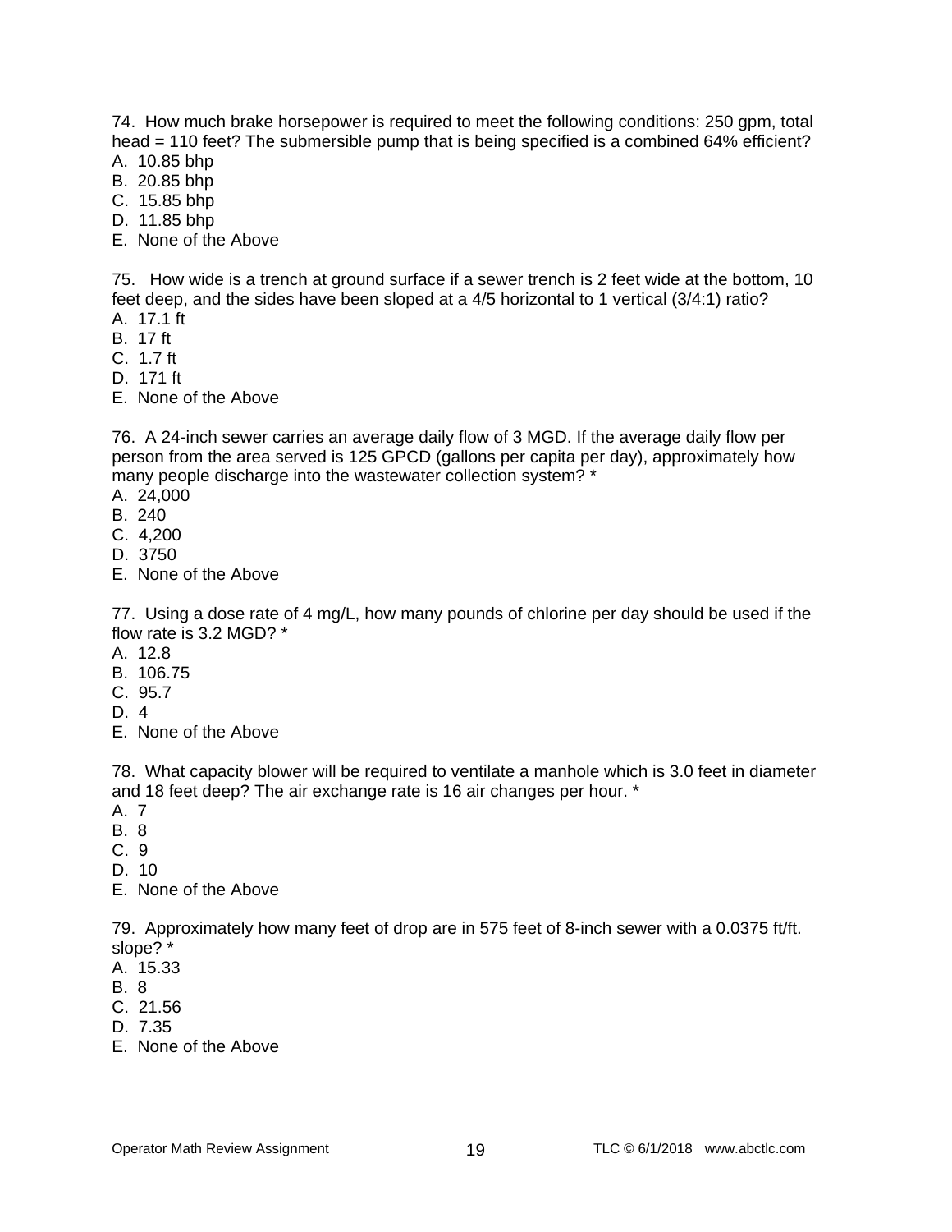74. How much brake horsepower is required to meet the following conditions: 250 gpm, total head = 110 feet? The submersible pump that is being specified is a combined 64% efficient?
A. 10.85 bhp
B. 20.85 bhp
C. 15.85 bhp
D. 11.85 bhp
E. None of the Above

75. How wide is a trench at ground surface if a sewer trench is 2 feet wide at the bottom, 10 feet deep, and the sides have been sloped at a 4/5 horizontal to 1 vertical (3/4:1) ratio?
A. 17.1 ft
B. 17 ft
C. 1.7 ft
D. 171 ft
E. None of the Above

76. A 24-inch sewer carries an average daily flow of 3 MGD. If the average daily flow per person from the area served is 125 GPCD (gallons per capita per day), approximately how many people discharge into the wastewater collection system? *
A. 24,000
B. 240
C. 4,200
D. 3750
E. None of the Above

77. Using a dose rate of 4 mg/L, how many pounds of chlorine per day should be used if the flow rate is 3.2 MGD? *
A. 12.8
B. 106.75
C. 95.7
D. 4
E. None of the Above

78. What capacity blower will be required to ventilate a manhole which is 3.0 feet in diameter and 18 feet deep? The air exchange rate is 16 air changes per hour. *
A. 7
B. 8
C. 9
D. 10
E. None of the Above

79. Approximately how many feet of drop are in 575 feet of 8-inch sewer with a 0.0375 ft/ft. slope? *
A. 15.33
B. 8
C. 21.56
D. 7.35
E. None of the Above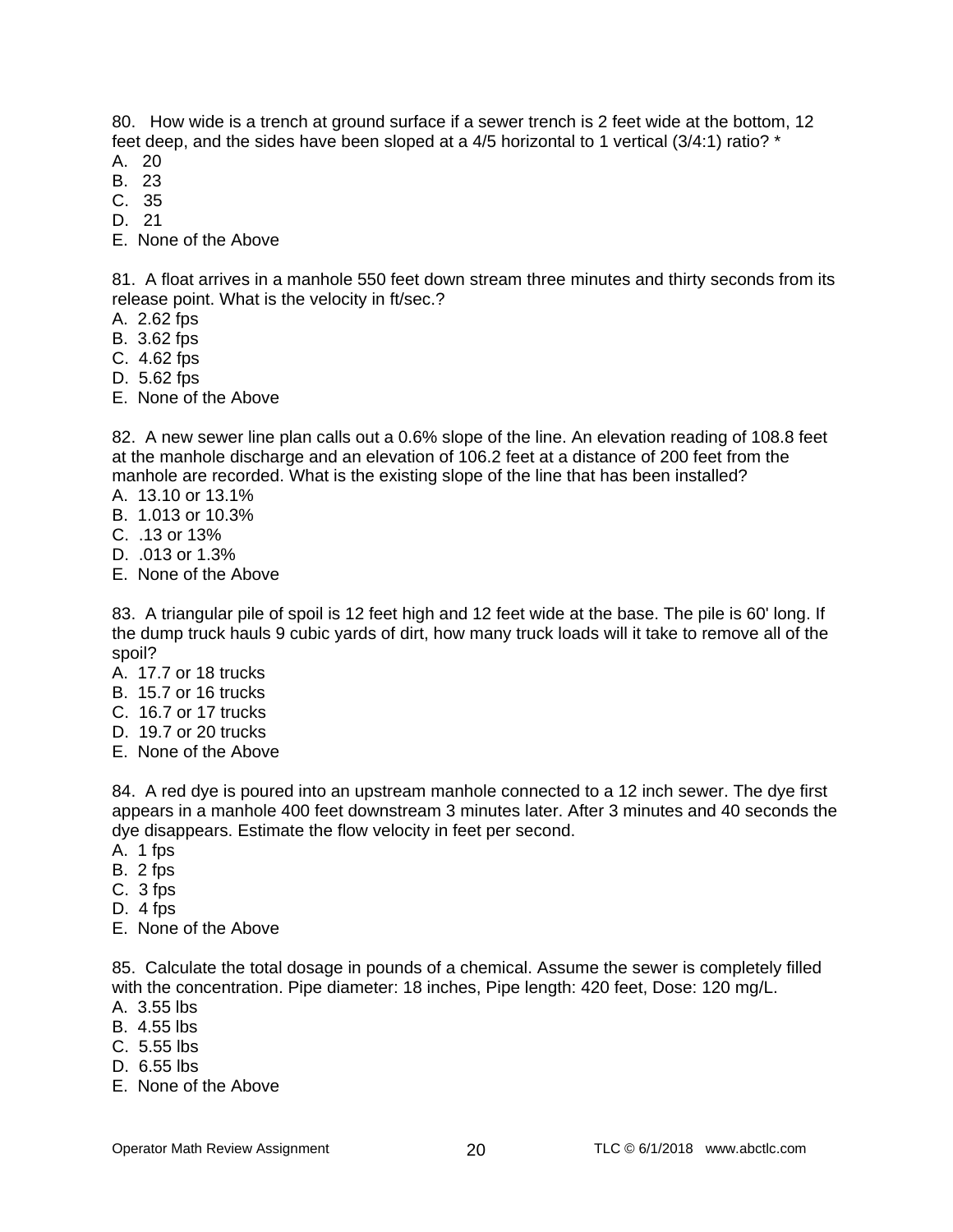80. How wide is a trench at ground surface if a sewer trench is 2 feet wide at the bottom, 12 feet deep, and the sides have been sloped at a 4/5 horizontal to 1 vertical (3/4:1) ratio? *

A. 20
B. 23
C. 35
D. 21
E. None of the Above

81. A float arrives in a manhole 550 feet down stream three minutes and thirty seconds from its release point. What is the velocity in ft/sec.?

A. 2.62 fps
B. 3.62 fps
C. 4.62 fps
D. 5.62 fps
E. None of the Above

82. A new sewer line plan calls out a 0.6% slope of the line. An elevation reading of 108.8 feet at the manhole discharge and an elevation of 106.2 feet at a distance of 200 feet from the manhole are recorded. What is the existing slope of the line that has been installed?

A. 13.10 or 13.1%
B. 1.013 or 10.3%
C. .13 or 13%
D. .013 or 1.3%
E. None of the Above

83. A triangular pile of spoil is 12 feet high and 12 feet wide at the base. The pile is 60' long. If the dump truck hauls 9 cubic yards of dirt, how many truck loads will it take to remove all of the spoil?

A. 17.7 or 18 trucks
B. 15.7 or 16 trucks
C. 16.7 or 17 trucks
D. 19.7 or 20 trucks
E. None of the Above

84. A red dye is poured into an upstream manhole connected to a 12 inch sewer. The dye first appears in a manhole 400 feet downstream 3 minutes later. After 3 minutes and 40 seconds the dye disappears. Estimate the flow velocity in feet per second.

A. 1 fps
B. 2 fps
C. 3 fps
D. 4 fps
E. None of the Above

85. Calculate the total dosage in pounds of a chemical. Assume the sewer is completely filled with the concentration. Pipe diameter: 18 inches, Pipe length: 420 feet, Dose: 120 mg/L.

A. 3.55 lbs
B. 4.55 lbs
C. 5.55 lbs
D. 6.55 lbs
E. None of the Above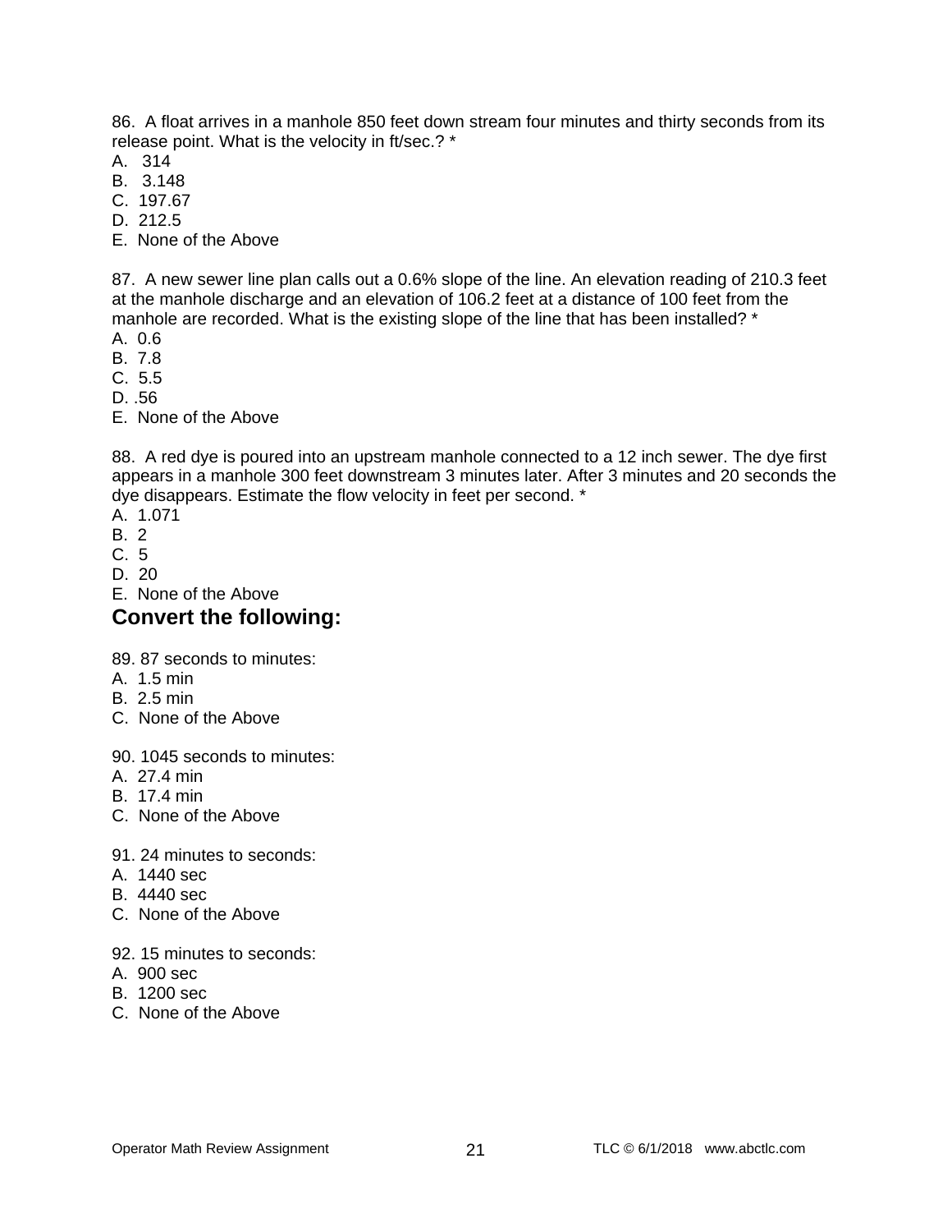86. A float arrives in a manhole 850 feet down stream four minutes and thirty seconds from its release point. What is the velocity in ft/sec.? *

A. 314
B. 3.148
C. 197.67
D. 212.5
E. None of the Above

87. A new sewer line plan calls out a 0.6% slope of the line. An elevation reading of 210.3 feet at the manhole discharge and an elevation of 106.2 feet at a distance of 100 feet from the manhole are recorded. What is the existing slope of the line that has been installed? *

A. 0.6
B. 7.8
C. 5.5
D. .56
E. None of the Above

88. A red dye is poured into an upstream manhole connected to a 12 inch sewer. The dye first appears in a manhole 300 feet downstream 3 minutes later. After 3 minutes and 20 seconds the dye disappears. Estimate the flow velocity in feet per second. *

A. 1.071
B. 2
C. 5
D. 20
E. None of the Above

## Convert the following:

89. 87 seconds to minutes:

A. 1.5 min
B. 2.5 min
C. None of the Above

90. 1045 seconds to minutes:

A. 27.4 min
B. 17.4 min
C. None of the Above

91. 24 minutes to seconds:

A. 1440 sec
B. 4440 sec
C. None of the Above

92. 15 minutes to seconds:

A. 900 sec
B. 1200 sec
C. None of the Above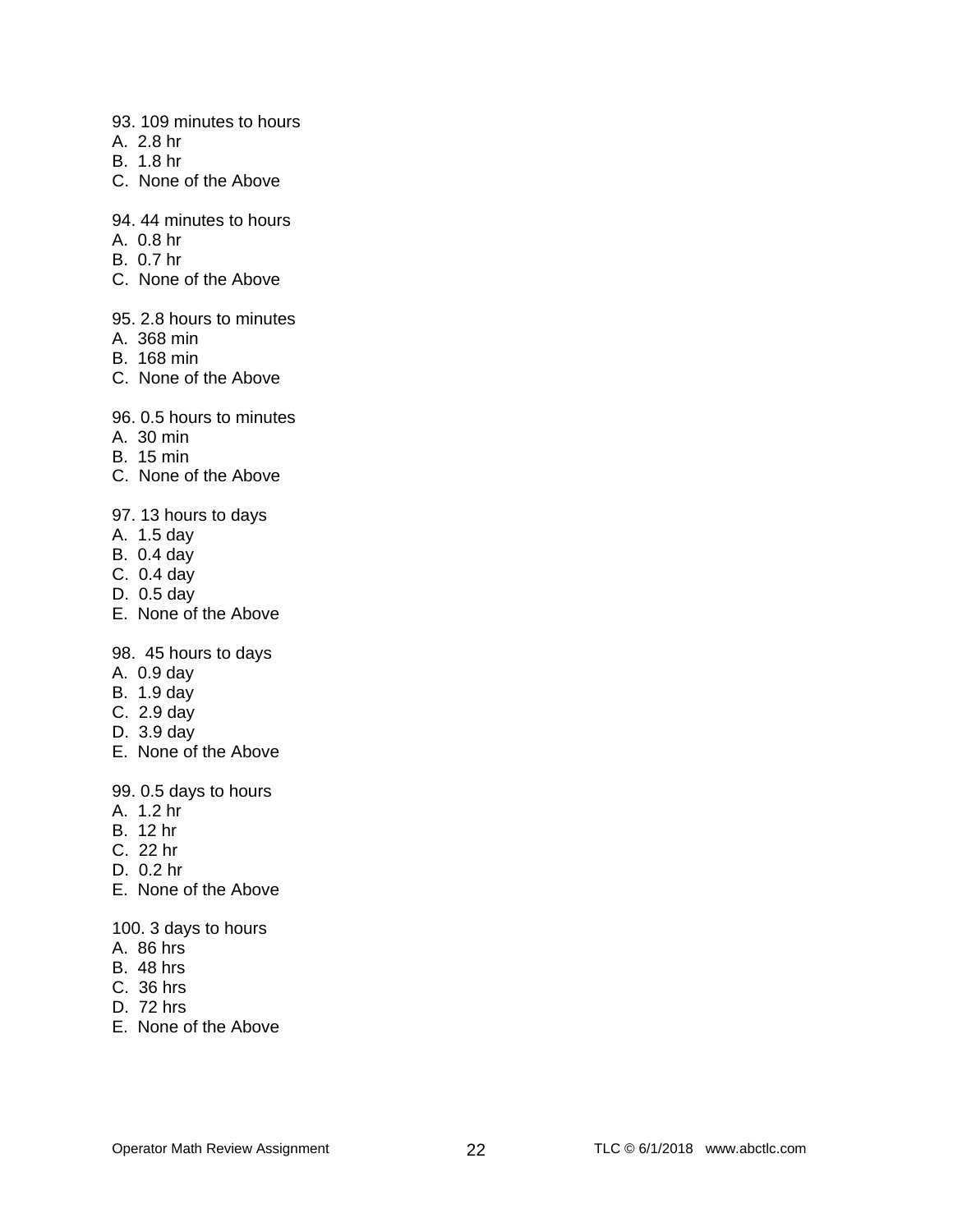93. 109 minutes to hours
A. 2.8 hr
B. 1.8 hr
C. None of the Above

94. 44 minutes to hours
A. 0.8 hr
B. 0.7 hr
C. None of the Above

95. 2.8 hours to minutes
A. 368 min
B. 168 min
C. None of the Above

96. 0.5 hours to minutes
A. 30 min
B. 15 min
C. None of the Above

97. 13 hours to days
A. 1.5 day
B. 0.4 day
C. 0.4 day
D. 0.5 day
E. None of the Above

98. 45 hours to days
A. 0.9 day
B. 1.9 day
C. 2.9 day
D. 3.9 day
E. None of the Above

99. 0.5 days to hours
A. 1.2 hr
B. 12 hr
C. 22 hr
D. 0.2 hr
E. None of the Above

100. 3 days to hours
A. 86 hrs
B. 48 hrs
C. 36 hrs
D. 72 hrs
E. None of the Above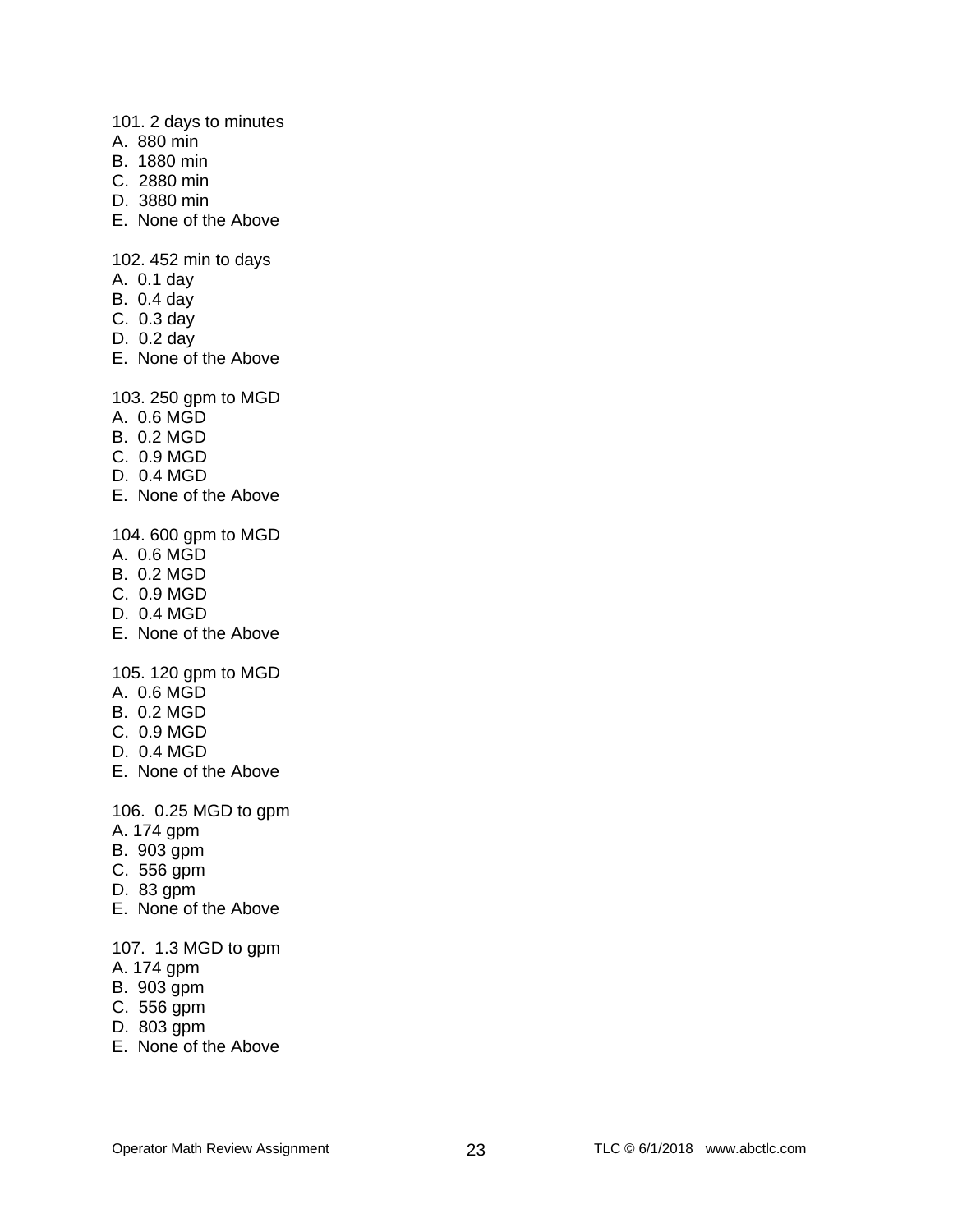101. 2 days to minutes
A. 880 min
B. 1880 min
C. 2880 min
D. 3880 min
E. None of the Above

102. 452 min to days
A. 0.1 day
B. 0.4 day
C. 0.3 day
D. 0.2 day
E. None of the Above

103. 250 gpm to MGD
A. 0.6 MGD
B. 0.2 MGD
C. 0.9 MGD
D. 0.4 MGD
E. None of the Above

104. 600 gpm to MGD
A. 0.6 MGD
B. 0.2 MGD
C. 0.9 MGD
D. 0.4 MGD
E. None of the Above

105. 120 gpm to MGD
A. 0.6 MGD
B. 0.2 MGD
C. 0.9 MGD
D. 0.4 MGD
E. None of the Above

106. 0.25 MGD to gpm
A. 174 gpm
B. 903 gpm
C. 556 gpm
D. 83 gpm
E. None of the Above

107. 1.3 MGD to gpm
A. 174 gpm
B. 903 gpm
C. 556 gpm
D. 803 gpm
E. None of the Above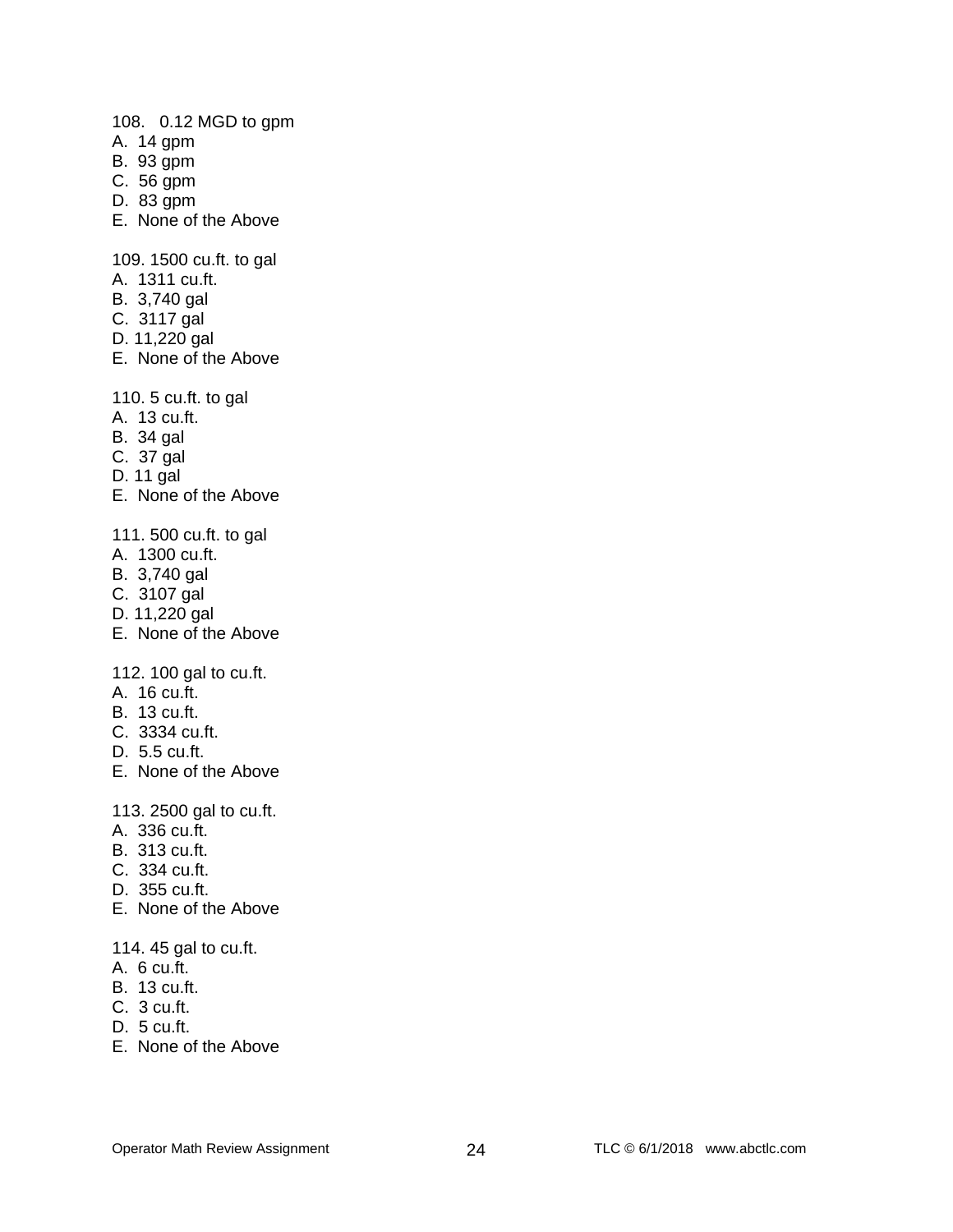108. 0.12 MGD to gpm
A. 14 gpm
B. 93 gpm
C. 56 gpm
D. 83 gpm
E. None of the Above

109. 1500 cu.ft. to gal
A. 1311 cu.ft.
B. 3,740 gal
C. 3117 gal
D. 11,220 gal
E. None of the Above

110. 5 cu.ft. to gal
A. 13 cu.ft.
B. 34 gal
C. 37 gal
D. 11 gal
E. None of the Above

111. 500 cu.ft. to gal
A. 1300 cu.ft.
B. 3,740 gal
C. 3107 gal
D. 11,220 gal
E. None of the Above

112. 100 gal to cu.ft.
A. 16 cu.ft.
B. 13 cu.ft.
C. 3334 cu.ft.
D. 5.5 cu.ft.
E. None of the Above

113. 2500 gal to cu.ft.
A. 336 cu.ft.
B. 313 cu.ft.
C. 334 cu.ft.
D. 355 cu.ft.
E. None of the Above

114. 45 gal to cu.ft.
A. 6 cu.ft.
B. 13 cu.ft.
C. 3 cu.ft.
D. 5 cu.ft.
E. None of the Above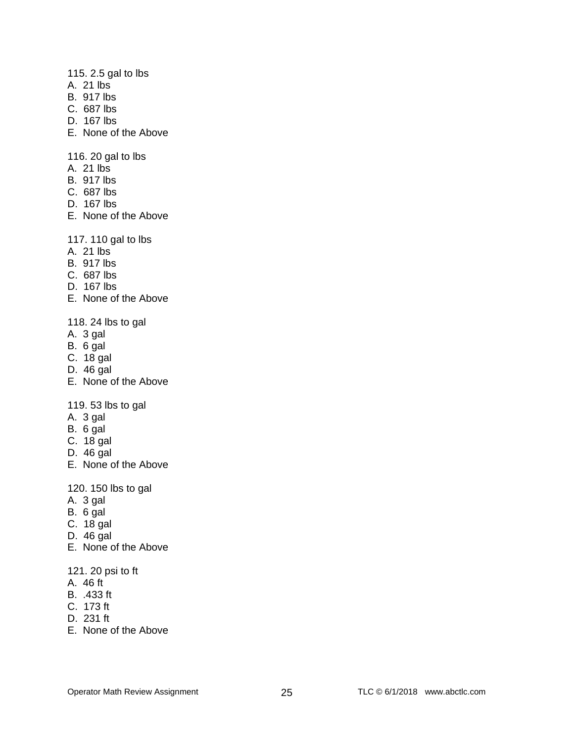115. 2.5 gal to lbs
A. 21 lbs
B. 917 lbs
C. 687 lbs
D. 167 lbs
E. None of the Above

116. 20 gal to lbs
A. 21 lbs
B. 917 lbs
C. 687 lbs
D. 167 lbs
E. None of the Above

117. 110 gal to lbs
A. 21 lbs
B. 917 lbs
C. 687 lbs
D. 167 lbs
E. None of the Above

118. 24 lbs to gal
A. 3 gal
B. 6 gal
C. 18 gal
D. 46 gal
E. None of the Above

119. 53 lbs to gal
A. 3 gal
B. 6 gal
C. 18 gal
D. 46 gal
E. None of the Above

120. 150 lbs to gal
A. 3 gal
B. 6 gal
C. 18 gal
D. 46 gal
E. None of the Above

121. 20 psi to ft
A. 46 ft
B. .433 ft
C. 173 ft
D. 231 ft
E. None of the Above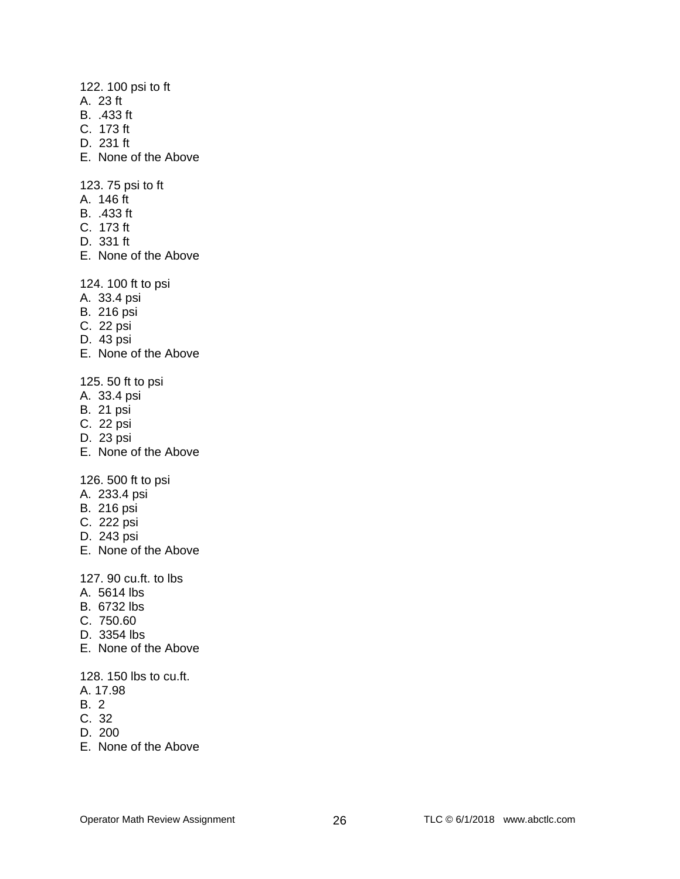122. 100 psi to ft
A. 23 ft
B. .433 ft
C. 173 ft
D. 231 ft
E. None of the Above

123. 75 psi to ft
A. 146 ft
B. .433 ft
C. 173 ft
D. 331 ft
E. None of the Above

124. 100 ft to psi
A. 33.4 psi
B. 216 psi
C. 22 psi
D. 43 psi
E. None of the Above

125. 50 ft to psi
A. 33.4 psi
B. 21 psi
C. 22 psi
D. 23 psi
E. None of the Above

126. 500 ft to psi
A. 233.4 psi
B. 216 psi
C. 222 psi
D. 243 psi
E. None of the Above

127. 90 cu.ft. to lbs
A. 5614 lbs
B. 6732 lbs
C. 750.60
D. 3354 lbs
E. None of the Above

128. 150 lbs to cu.ft.
A. 17.98
B. 2
C. 32
D. 200
E. None of the Above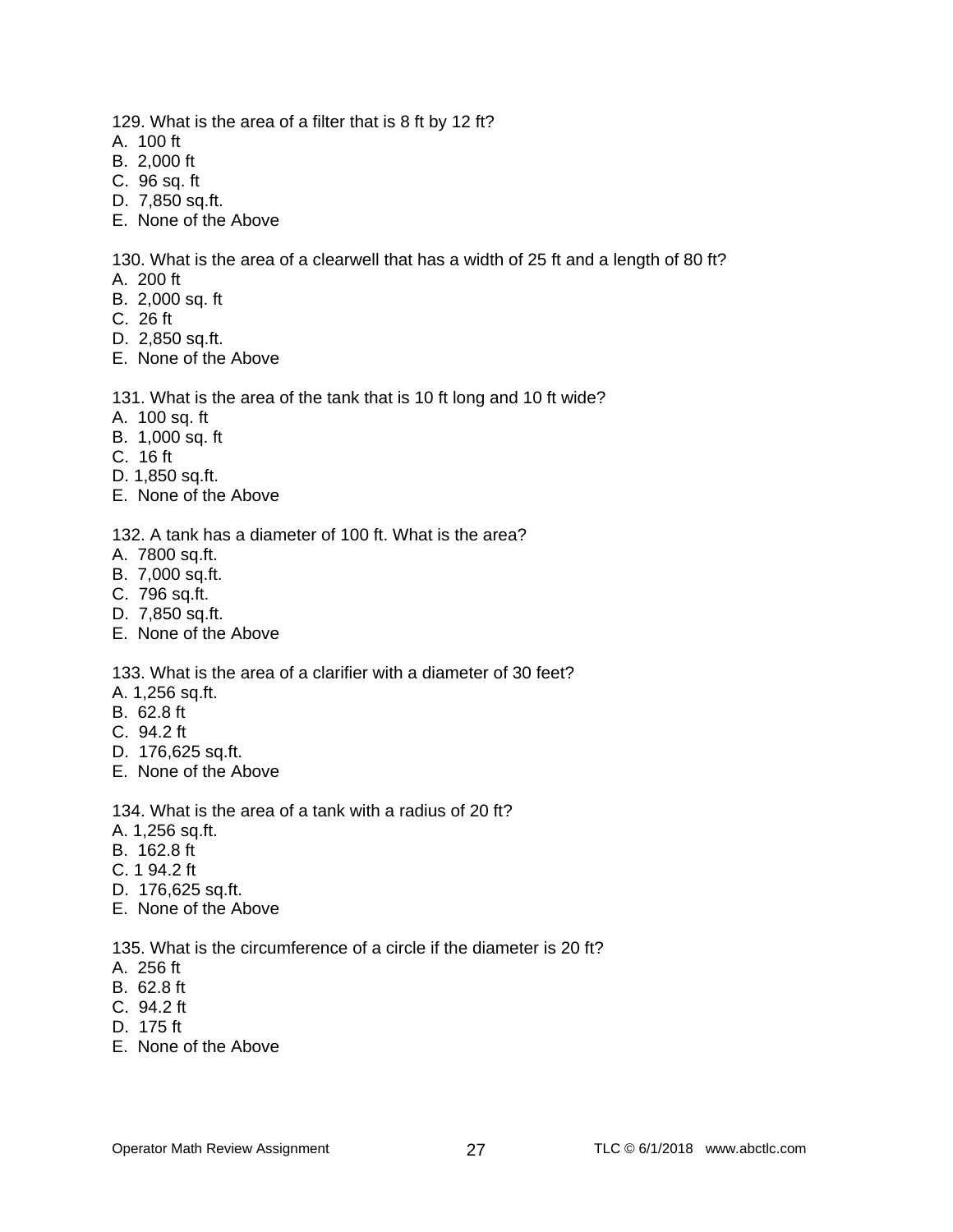129. What is the area of a filter that is 8 ft by 12 ft?
A. 100 ft
B. 2,000 ft
C. 96 sq. ft
D. 7,850 sq.ft.
E. None of the Above

130. What is the area of a clearwell that has a width of 25 ft and a length of 80 ft?
A. 200 ft
B. 2,000 sq. ft
C. 26 ft
D. 2,850 sq.ft.
E. None of the Above

131. What is the area of the tank that is 10 ft long and 10 ft wide?
A. 100 sq. ft
B. 1,000 sq. ft
C. 16 ft
D. 1,850 sq.ft.
E. None of the Above

132. A tank has a diameter of 100 ft. What is the area?
A. 7800 sq.ft.
B. 7,000 sq.ft.
C. 796 sq.ft.
D. 7,850 sq.ft.
E. None of the Above

133. What is the area of a clarifier with a diameter of 30 feet?
A. 1,256 sq.ft.
B. 62.8 ft
C. 94.2 ft
D. 176,625 sq.ft.
E. None of the Above

134. What is the area of a tank with a radius of 20 ft?
A. 1,256 sq.ft.
B. 162.8 ft
C. 1 94.2 ft
D. 176,625 sq.ft.
E. None of the Above

135. What is the circumference of a circle if the diameter is 20 ft?
A. 256 ft
B. 62.8 ft
C. 94.2 ft
D. 175 ft
E. None of the Above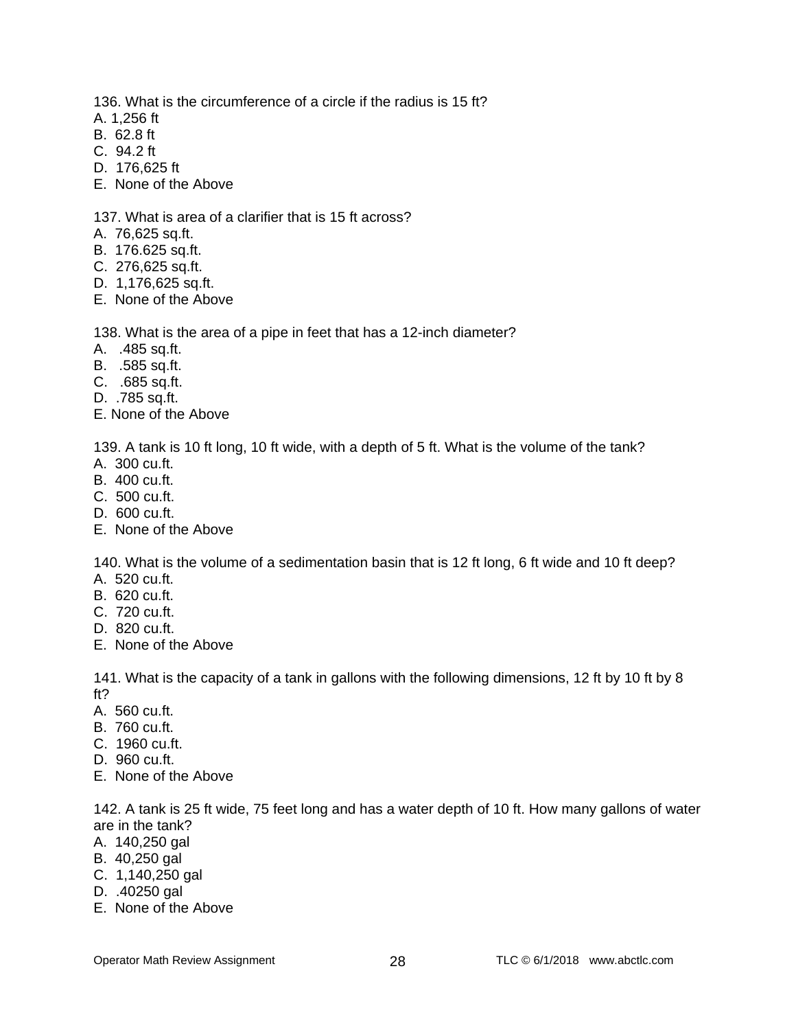136. What is the circumference of a circle if the radius is 15 ft?
A. 1,256 ft
B. 62.8 ft
C. 94.2 ft
D. 176,625 ft
E. None of the Above

137. What is area of a clarifier that is 15 ft across?
A. 76,625 sq.ft.
B. 176.625 sq.ft.
C. 276,625 sq.ft.
D. 1,176,625 sq.ft.
E. None of the Above

138. What is the area of a pipe in feet that has a 12-inch diameter?
A. .485 sq.ft.
B. .585 sq.ft.
C. .685 sq.ft.
D. .785 sq.ft.
E. None of the Above

139. A tank is 10 ft long, 10 ft wide, with a depth of 5 ft. What is the volume of the tank?
A. 300 cu.ft.
B. 400 cu.ft.
C. 500 cu.ft.
D. 600 cu.ft.
E. None of the Above

140. What is the volume of a sedimentation basin that is 12 ft long, 6 ft wide and 10 ft deep?
A. 520 cu.ft.
B. 620 cu.ft.
C. 720 cu.ft.
D. 820 cu.ft.
E. None of the Above

141. What is the capacity of a tank in gallons with the following dimensions, 12 ft by 10 ft by 8 ft?
A. 560 cu.ft.
B. 760 cu.ft.
C. 1960 cu.ft.
D. 960 cu.ft.
E. None of the Above

142. A tank is 25 ft wide, 75 feet long and has a water depth of 10 ft. How many gallons of water are in the tank?
A. 140,250 gal
B. 40,250 gal
C. 1,140,250 gal
D. .40250 gal
E. None of the Above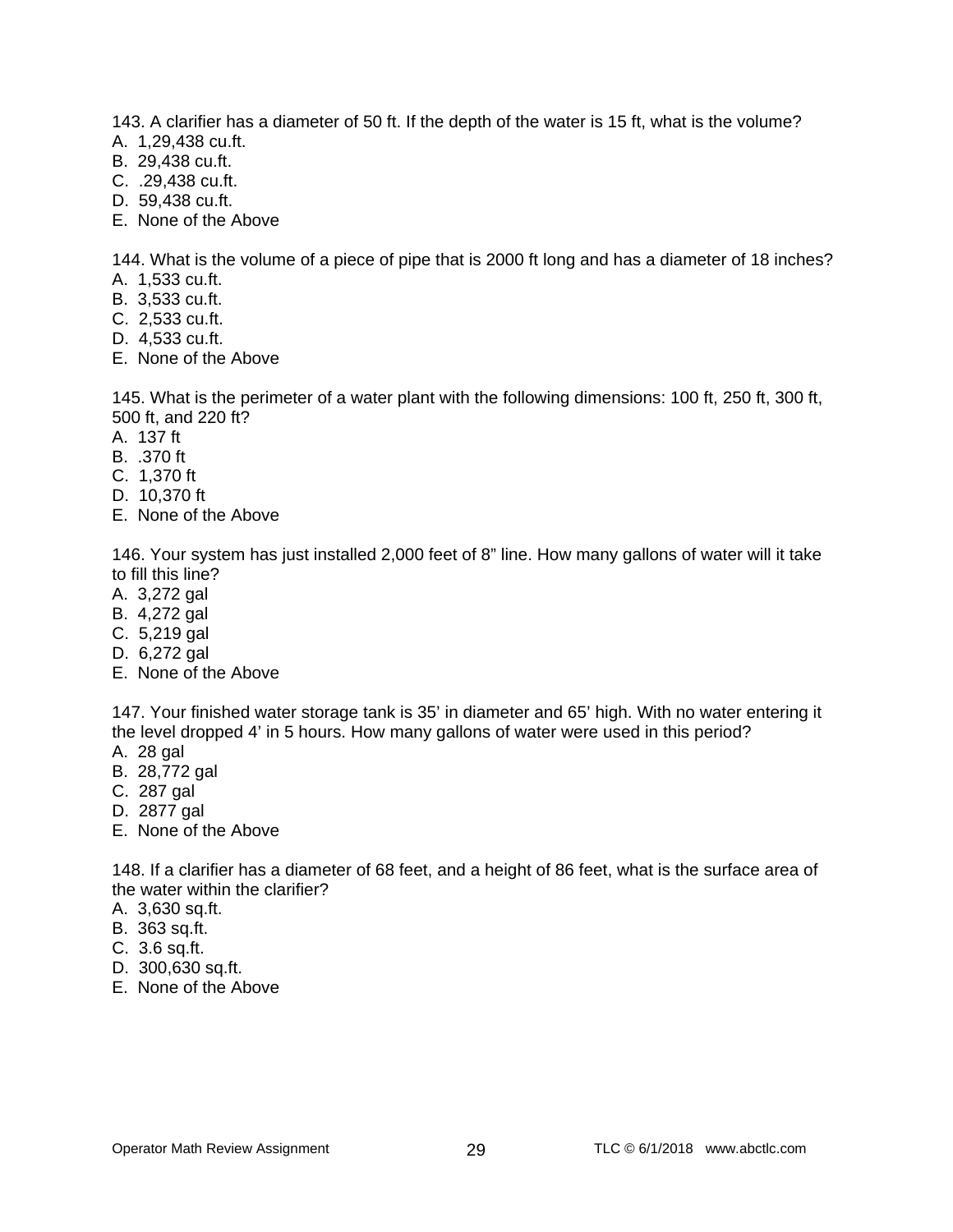143. A clarifier has a diameter of 50 ft. If the depth of the water is 15 ft, what is the volume?
A. 1,29,438 cu.ft.
B. 29,438 cu.ft.
C. .29,438 cu.ft.
D. 59,438 cu.ft.
E. None of the Above

144. What is the volume of a piece of pipe that is 2000 ft long and has a diameter of 18 inches?
A. 1,533 cu.ft.
B. 3,533 cu.ft.
C. 2,533 cu.ft.
D. 4,533 cu.ft.
E. None of the Above

145. What is the perimeter of a water plant with the following dimensions: 100 ft, 250 ft, 300 ft, 500 ft, and 220 ft?
A. 137 ft
B. .370 ft
C. 1,370 ft
D. 10,370 ft
E. None of the Above

146. Your system has just installed 2,000 feet of 8" line. How many gallons of water will it take to fill this line?
A. 3,272 gal
B. 4,272 gal
C. 5,219 gal
D. 6,272 gal
E. None of the Above

147. Your finished water storage tank is 35' in diameter and 65' high. With no water entering it the level dropped 4' in 5 hours. How many gallons of water were used in this period?
A. 28 gal
B. 28,772 gal
C. 287 gal
D. 2877 gal
E. None of the Above

148. If a clarifier has a diameter of 68 feet, and a height of 86 feet, what is the surface area of the water within the clarifier?
A. 3,630 sq.ft.
B. 363 sq.ft.
C. 3.6 sq.ft.
D. 300,630 sq.ft.
E. None of the Above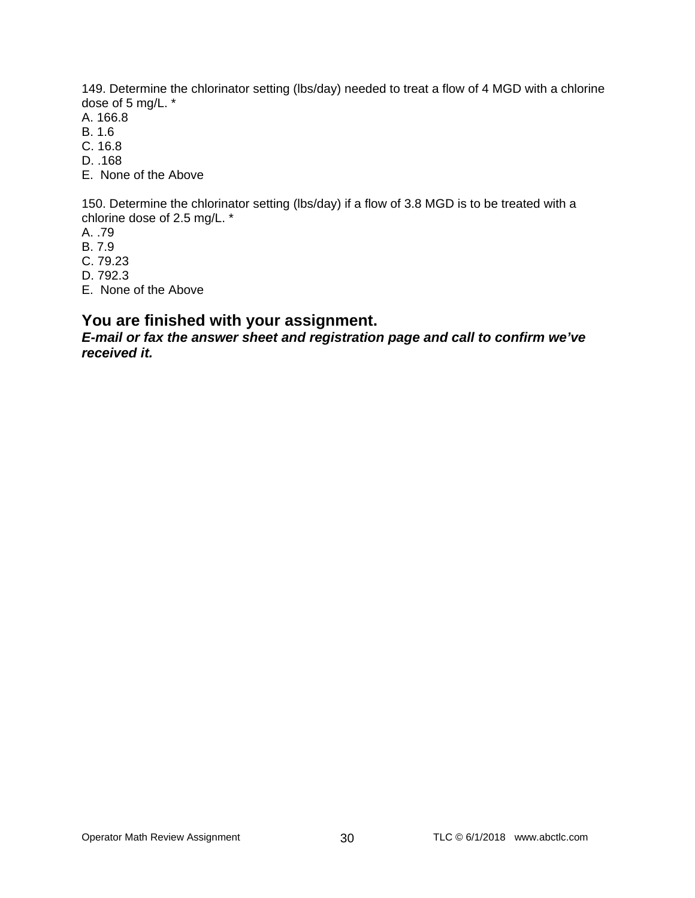149. Determine the chlorinator setting (lbs/day) needed to treat a flow of 4 MGD with a chlorine dose of 5 mg/L. *

A. 166.8
B. 1.6
C. 16.8
D. .168
E. None of the Above

150. Determine the chlorinator setting (lbs/day) if a flow of 3.8 MGD is to be treated with a chlorine dose of 2.5 mg/L. *

A. .79
B. 7.9
C. 79.23
D. 792.3
E. None of the Above

## You are finished with your assignment.

***E-mail or fax the answer sheet and registration page and call to confirm we've received it.***